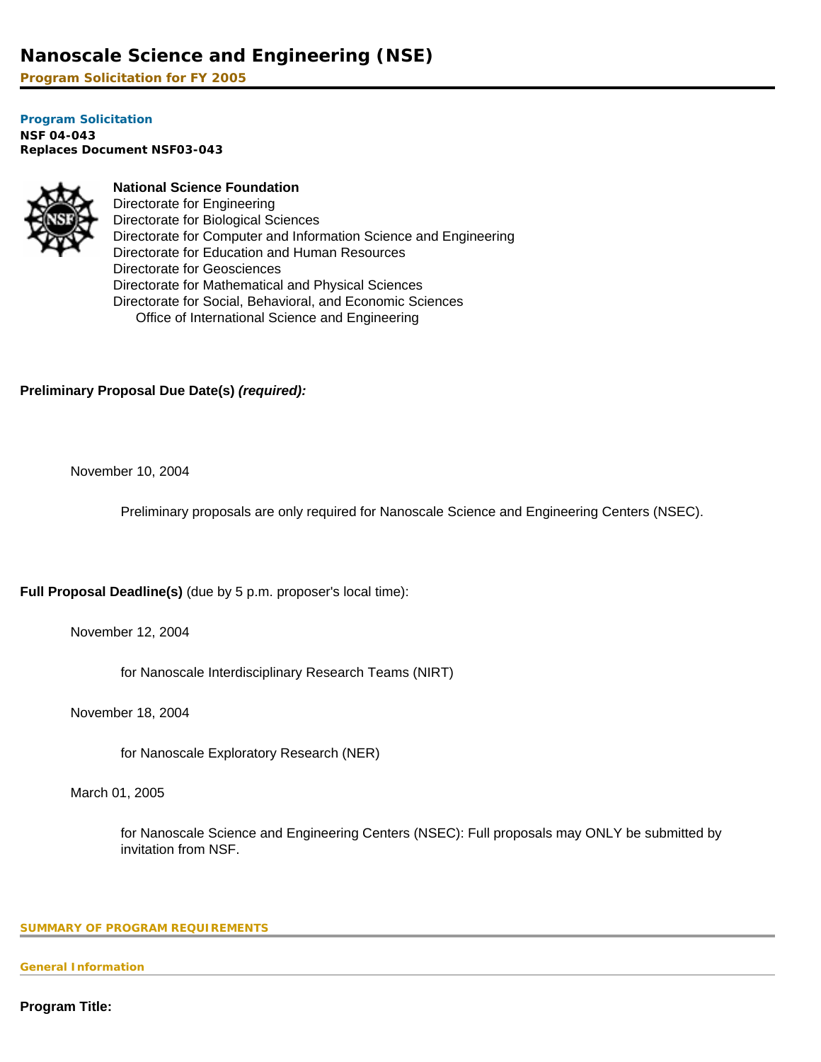# Nanoscale Science and Engineering (NSE)

**Program Solicitation for FY 2005**

**Program Solicitation**
**NSF 04-043**
**Replaces Document NSF03-043**

**National Science Foundation**
Directorate for Engineering
Directorate for Biological Sciences
Directorate for Computer and Information Science and Engineering
Directorate for Education and Human Resources
Directorate for Geosciences
Directorate for Mathematical and Physical Sciences
Directorate for Social, Behavioral, and Economic Sciences
Office of International Science and Engineering

**Preliminary Proposal Due Date(s)** ***(required):***

November 10, 2004

Preliminary proposals are only required for Nanoscale Science and Engineering Centers (NSEC).

**Full Proposal Deadline(s)** (due by 5 p.m. proposer's local time):

November 12, 2004

for Nanoscale Interdisciplinary Research Teams (NIRT)

November 18, 2004

for Nanoscale Exploratory Research (NER)

March 01, 2005

for Nanoscale Science and Engineering Centers (NSEC): Full proposals may ONLY be submitted by invitation from NSF.

## SUMMARY OF PROGRAM REQUIREMENTS

### General Information

**Program Title:**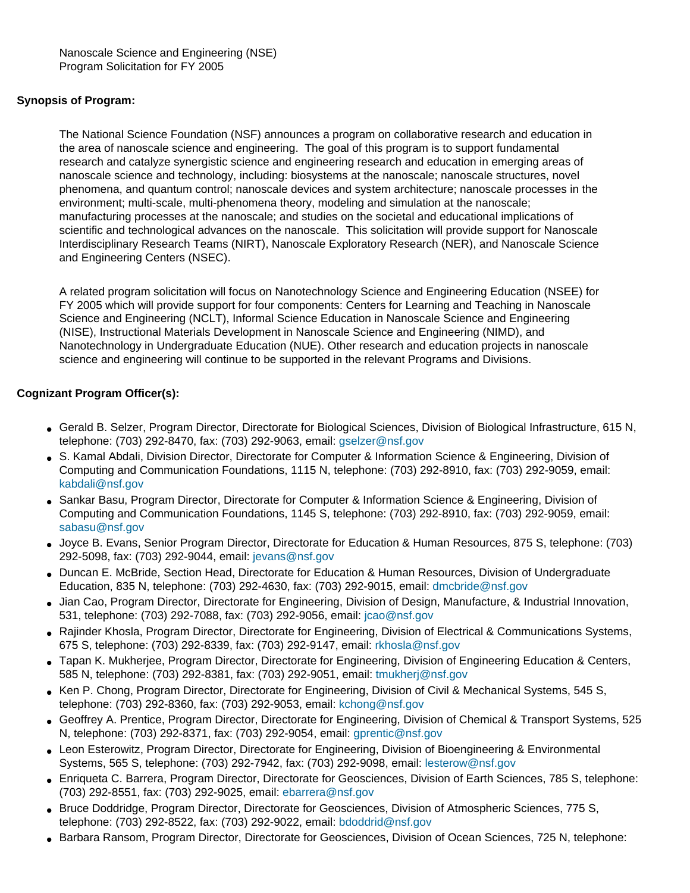Nanoscale Science and Engineering (NSE)
Program Solicitation for FY 2005

**Synopsis of Program:**

The National Science Foundation (NSF) announces a program on collaborative research and education in the area of nanoscale science and engineering. The goal of this program is to support fundamental research and catalyze synergistic science and engineering research and education in emerging areas of nanoscale science and technology, including: biosystems at the nanoscale; nanoscale structures, novel phenomena, and quantum control; nanoscale devices and system architecture; nanoscale processes in the environment; multi-scale, multi-phenomena theory, modeling and simulation at the nanoscale; manufacturing processes at the nanoscale; and studies on the societal and educational implications of scientific and technological advances on the nanoscale. This solicitation will provide support for Nanoscale Interdisciplinary Research Teams (NIRT), Nanoscale Exploratory Research (NER), and Nanoscale Science and Engineering Centers (NSEC).

A related program solicitation will focus on Nanotechnology Science and Engineering Education (NSEE) for FY 2005 which will provide support for four components: Centers for Learning and Teaching in Nanoscale Science and Engineering (NCLT), Informal Science Education in Nanoscale Science and Engineering (NISE), Instructional Materials Development in Nanoscale Science and Engineering (NIMD), and Nanotechnology in Undergraduate Education (NUE). Other research and education projects in nanoscale science and engineering will continue to be supported in the relevant Programs and Divisions.

**Cognizant Program Officer(s):**

- Gerald B. Selzer, Program Director, Directorate for Biological Sciences, Division of Biological Infrastructure, 615 N, telephone: (703) 292-8470, fax: (703) 292-9063, email: gselzer@nsf.gov
- S. Kamal Abdali, Division Director, Directorate for Computer & Information Science & Engineering, Division of Computing and Communication Foundations, 1115 N, telephone: (703) 292-8910, fax: (703) 292-9059, email: kabdali@nsf.gov
- Sankar Basu, Program Director, Directorate for Computer & Information Science & Engineering, Division of Computing and Communication Foundations, 1145 S, telephone: (703) 292-8910, fax: (703) 292-9059, email: sabasu@nsf.gov
- Joyce B. Evans, Senior Program Director, Directorate for Education & Human Resources, 875 S, telephone: (703) 292-5098, fax: (703) 292-9044, email: jevans@nsf.gov
- Duncan E. McBride, Section Head, Directorate for Education & Human Resources, Division of Undergraduate Education, 835 N, telephone: (703) 292-4630, fax: (703) 292-9015, email: dmcbride@nsf.gov
- Jian Cao, Program Director, Directorate for Engineering, Division of Design, Manufacture, & Industrial Innovation, 531, telephone: (703) 292-7088, fax: (703) 292-9056, email: jcao@nsf.gov
- Rajinder Khosla, Program Director, Directorate for Engineering, Division of Electrical & Communications Systems, 675 S, telephone: (703) 292-8339, fax: (703) 292-9147, email: rkhosla@nsf.gov
- Tapan K. Mukherjee, Program Director, Directorate for Engineering, Division of Engineering Education & Centers, 585 N, telephone: (703) 292-8381, fax: (703) 292-9051, email: tmukherj@nsf.gov
- Ken P. Chong, Program Director, Directorate for Engineering, Division of Civil & Mechanical Systems, 545 S, telephone: (703) 292-8360, fax: (703) 292-9053, email: kchong@nsf.gov
- Geoffrey A. Prentice, Program Director, Directorate for Engineering, Division of Chemical & Transport Systems, 525 N, telephone: (703) 292-8371, fax: (703) 292-9054, email: gprentic@nsf.gov
- Leon Esterowitz, Program Director, Directorate for Engineering, Division of Bioengineering & Environmental Systems, 565 S, telephone: (703) 292-7942, fax: (703) 292-9098, email: lesterow@nsf.gov
- Enriqueta C. Barrera, Program Director, Directorate for Geosciences, Division of Earth Sciences, 785 S, telephone: (703) 292-8551, fax: (703) 292-9025, email: ebarrera@nsf.gov
- Bruce Doddridge, Program Director, Directorate for Geosciences, Division of Atmospheric Sciences, 775 S, telephone: (703) 292-8522, fax: (703) 292-9022, email: bdoddrid@nsf.gov
- Barbara Ransom, Program Director, Directorate for Geosciences, Division of Ocean Sciences, 725 N, telephone: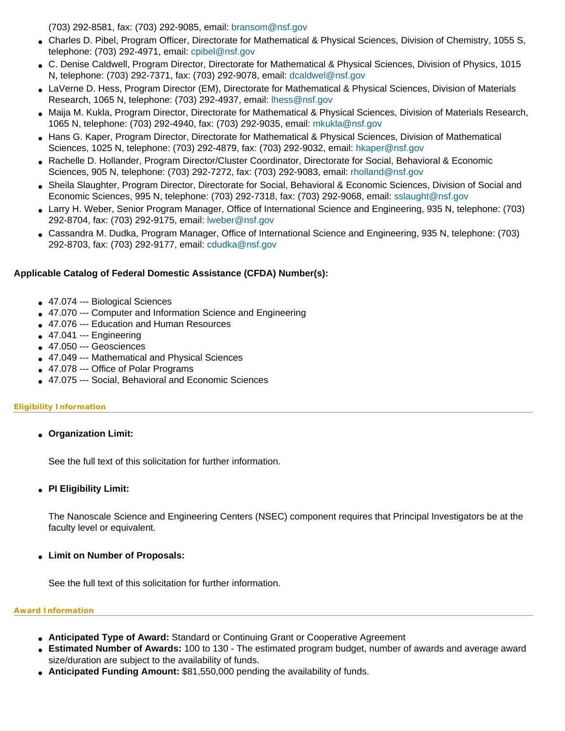(703) 292-8581, fax: (703) 292-9085, email: bransom@nsf.gov

- Charles D. Pibel, Program Officer, Directorate for Mathematical & Physical Sciences, Division of Chemistry, 1055 S, telephone: (703) 292-4971, email: cpibel@nsf.gov
- C. Denise Caldwell, Program Director, Directorate for Mathematical & Physical Sciences, Division of Physics, 1015 N, telephone: (703) 292-7371, fax: (703) 292-9078, email: dcaldwel@nsf.gov
- LaVerne D. Hess, Program Director (EM), Directorate for Mathematical & Physical Sciences, Division of Materials Research, 1065 N, telephone: (703) 292-4937, email: lhess@nsf.gov
- Maija M. Kukla, Program Director, Directorate for Mathematical & Physical Sciences, Division of Materials Research, 1065 N, telephone: (703) 292-4940, fax: (703) 292-9035, email: mkukla@nsf.gov
- Hans G. Kaper, Program Director, Directorate for Mathematical & Physical Sciences, Division of Mathematical Sciences, 1025 N, telephone: (703) 292-4879, fax: (703) 292-9032, email: hkaper@nsf.gov
- Rachelle D. Hollander, Program Director/Cluster Coordinator, Directorate for Social, Behavioral & Economic Sciences, 905 N, telephone: (703) 292-7272, fax: (703) 292-9083, email: rholland@nsf.gov
- Sheila Slaughter, Program Director, Directorate for Social, Behavioral & Economic Sciences, Division of Social and Economic Sciences, 995 N, telephone: (703) 292-7318, fax: (703) 292-9068, email: sslaught@nsf.gov
- Larry H. Weber, Senior Program Manager, Office of International Science and Engineering, 935 N, telephone: (703) 292-8704, fax: (703) 292-9175, email: lweber@nsf.gov
- Cassandra M. Dudka, Program Manager, Office of International Science and Engineering, 935 N, telephone: (703) 292-8703, fax: (703) 292-9177, email: cdudka@nsf.gov

**Applicable Catalog of Federal Domestic Assistance (CFDA) Number(s):**

- 47.074 --- Biological Sciences
- 47.070 --- Computer and Information Science and Engineering
- 47.076 --- Education and Human Resources
- 47.041 --- Engineering
- 47.050 --- Geosciences
- 47.049 --- Mathematical and Physical Sciences
- 47.078 --- Office of Polar Programs
- 47.075 --- Social, Behavioral and Economic Sciences

### Eligibility Information

- **Organization Limit:**

  See the full text of this solicitation for further information.

- **PI Eligibility Limit:**

  The Nanoscale Science and Engineering Centers (NSEC) component requires that Principal Investigators be at the faculty level or equivalent.

- **Limit on Number of Proposals:**

  See the full text of this solicitation for further information.

### Award Information

- **Anticipated Type of Award:** Standard or Continuing Grant or Cooperative Agreement
- **Estimated Number of Awards:** 100 to 130 - The estimated program budget, number of awards and average award size/duration are subject to the availability of funds.
- **Anticipated Funding Amount:** $81,550,000 pending the availability of funds.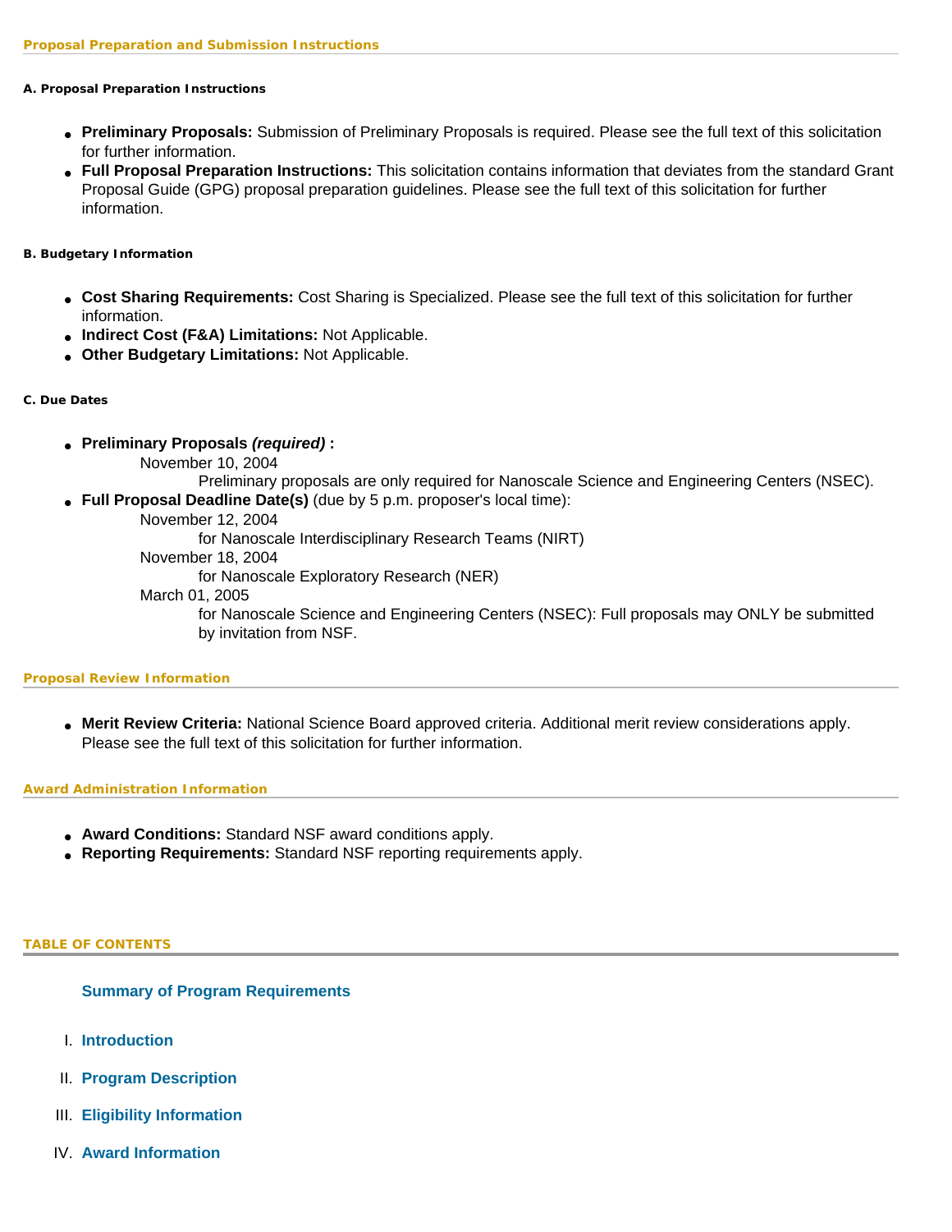## Proposal Preparation and Submission Instructions

### A. Proposal Preparation Instructions

- **Preliminary Proposals:** Submission of Preliminary Proposals is required. Please see the full text of this solicitation for further information.
- **Full Proposal Preparation Instructions:** This solicitation contains information that deviates from the standard Grant Proposal Guide (GPG) proposal preparation guidelines. Please see the full text of this solicitation for further information.

### B. Budgetary Information

- **Cost Sharing Requirements:** Cost Sharing is Specialized. Please see the full text of this solicitation for further information.
- **Indirect Cost (F&A) Limitations:** Not Applicable.
- **Other Budgetary Limitations:** Not Applicable.

### C. Due Dates

- **Preliminary Proposals *(required)* :**
  - November 10, 2004
    - Preliminary proposals are only required for Nanoscale Science and Engineering Centers (NSEC).
- **Full Proposal Deadline Date(s)** (due by 5 p.m. proposer's local time):
  - November 12, 2004
    - for Nanoscale Interdisciplinary Research Teams (NIRT)
  - November 18, 2004
    - for Nanoscale Exploratory Research (NER)
  - March 01, 2005
    - for Nanoscale Science and Engineering Centers (NSEC): Full proposals may ONLY be submitted by invitation from NSF.

## Proposal Review Information

- **Merit Review Criteria:** National Science Board approved criteria. Additional merit review considerations apply. Please see the full text of this solicitation for further information.

## Award Administration Information

- **Award Conditions:** Standard NSF award conditions apply.
- **Reporting Requirements:** Standard NSF reporting requirements apply.

## TABLE OF CONTENTS

**Summary of Program Requirements**

I. **Introduction**

II. **Program Description**

III. **Eligibility Information**

IV. **Award Information**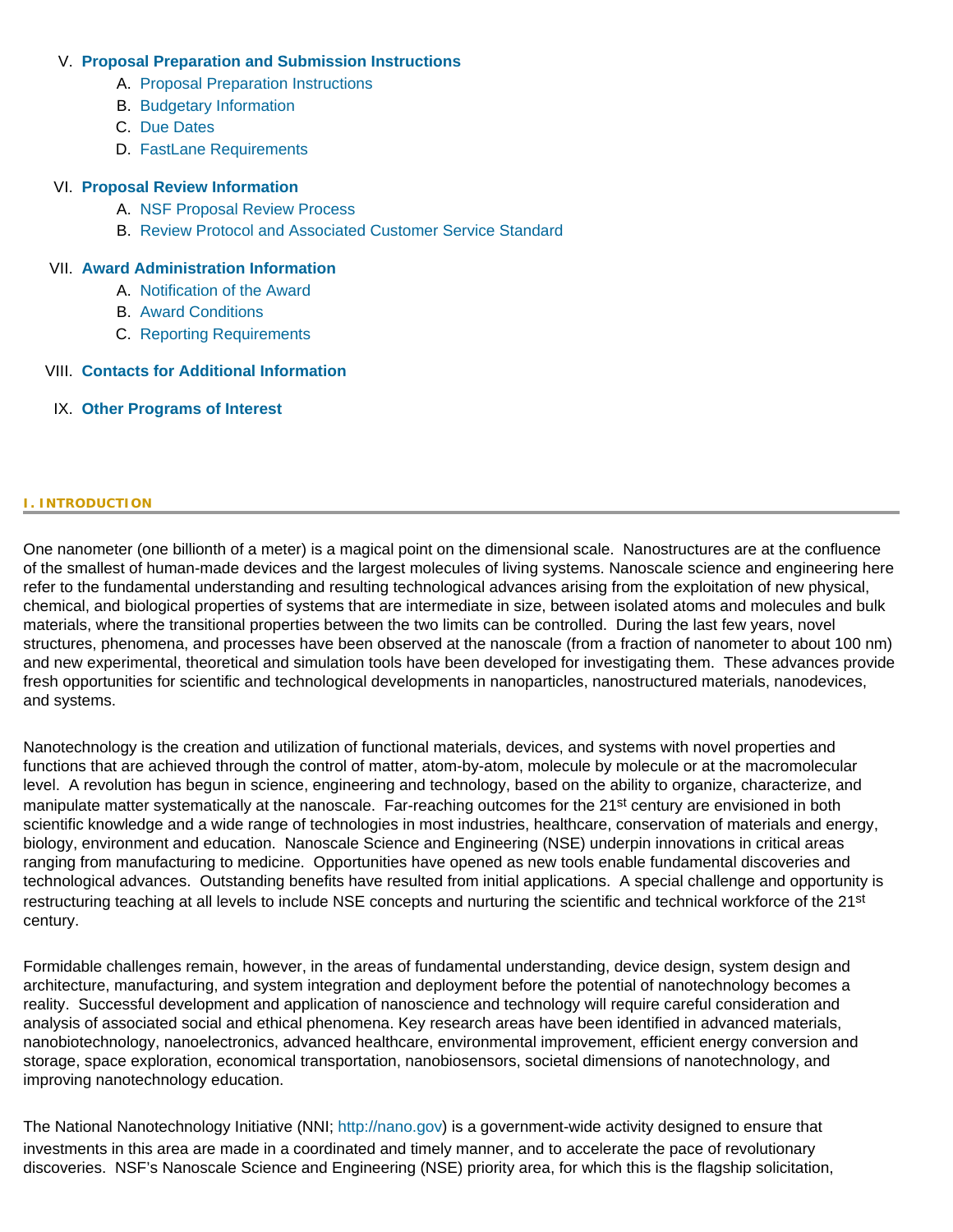V. **Proposal Preparation and Submission Instructions**
   A. Proposal Preparation Instructions
   B. Budgetary Information
   C. Due Dates
   D. FastLane Requirements

VI. **Proposal Review Information**
   A. NSF Proposal Review Process
   B. Review Protocol and Associated Customer Service Standard

VII. **Award Administration Information**
   A. Notification of the Award
   B. Award Conditions
   C. Reporting Requirements

VIII. **Contacts for Additional Information**

IX. **Other Programs of Interest**

## I. INTRODUCTION

One nanometer (one billionth of a meter) is a magical point on the dimensional scale. Nanostructures are at the confluence of the smallest of human-made devices and the largest molecules of living systems. Nanoscale science and engineering here refer to the fundamental understanding and resulting technological advances arising from the exploitation of new physical, chemical, and biological properties of systems that are intermediate in size, between isolated atoms and molecules and bulk materials, where the transitional properties between the two limits can be controlled. During the last few years, novel structures, phenomena, and processes have been observed at the nanoscale (from a fraction of nanometer to about 100 nm) and new experimental, theoretical and simulation tools have been developed for investigating them. These advances provide fresh opportunities for scientific and technological developments in nanoparticles, nanostructured materials, nanodevices, and systems.

Nanotechnology is the creation and utilization of functional materials, devices, and systems with novel properties and functions that are achieved through the control of matter, atom-by-atom, molecule by molecule or at the macromolecular level. A revolution has begun in science, engineering and technology, based on the ability to organize, characterize, and manipulate matter systematically at the nanoscale. Far-reaching outcomes for the 21st century are envisioned in both scientific knowledge and a wide range of technologies in most industries, healthcare, conservation of materials and energy, biology, environment and education. Nanoscale Science and Engineering (NSE) underpin innovations in critical areas ranging from manufacturing to medicine. Opportunities have opened as new tools enable fundamental discoveries and technological advances. Outstanding benefits have resulted from initial applications. A special challenge and opportunity is restructuring teaching at all levels to include NSE concepts and nurturing the scientific and technical workforce of the 21st century.

Formidable challenges remain, however, in the areas of fundamental understanding, device design, system design and architecture, manufacturing, and system integration and deployment before the potential of nanotechnology becomes a reality. Successful development and application of nanoscience and technology will require careful consideration and analysis of associated social and ethical phenomena. Key research areas have been identified in advanced materials, nanobiotechnology, nanoelectronics, advanced healthcare, environmental improvement, efficient energy conversion and storage, space exploration, economical transportation, nanobiosensors, societal dimensions of nanotechnology, and improving nanotechnology education.

The National Nanotechnology Initiative (NNI; http://nano.gov) is a government-wide activity designed to ensure that investments in this area are made in a coordinated and timely manner, and to accelerate the pace of revolutionary discoveries. NSF's Nanoscale Science and Engineering (NSE) priority area, for which this is the flagship solicitation,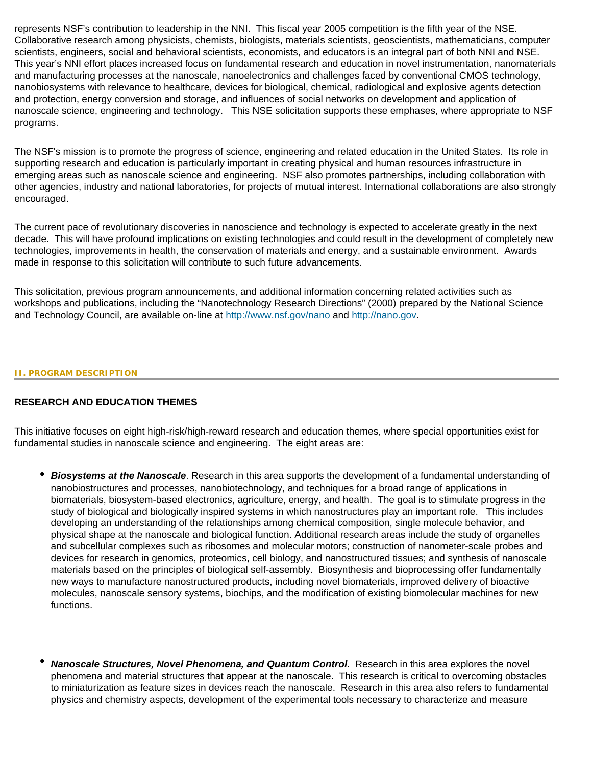represents NSF's contribution to leadership in the NNI. This fiscal year 2005 competition is the fifth year of the NSE. Collaborative research among physicists, chemists, biologists, materials scientists, geoscientists, mathematicians, computer scientists, engineers, social and behavioral scientists, economists, and educators is an integral part of both NNI and NSE. This year's NNI effort places increased focus on fundamental research and education in novel instrumentation, nanomaterials and manufacturing processes at the nanoscale, nanoelectronics and challenges faced by conventional CMOS technology, nanobiosystems with relevance to healthcare, devices for biological, chemical, radiological and explosive agents detection and protection, energy conversion and storage, and influences of social networks on development and application of nanoscale science, engineering and technology. This NSE solicitation supports these emphases, where appropriate to NSF programs.

The NSF's mission is to promote the progress of science, engineering and related education in the United States. Its role in supporting research and education is particularly important in creating physical and human resources infrastructure in emerging areas such as nanoscale science and engineering. NSF also promotes partnerships, including collaboration with other agencies, industry and national laboratories, for projects of mutual interest. International collaborations are also strongly encouraged.

The current pace of revolutionary discoveries in nanoscience and technology is expected to accelerate greatly in the next decade. This will have profound implications on existing technologies and could result in the development of completely new technologies, improvements in health, the conservation of materials and energy, and a sustainable environment. Awards made in response to this solicitation will contribute to such future advancements.

This solicitation, previous program announcements, and additional information concerning related activities such as workshops and publications, including the "Nanotechnology Research Directions" (2000) prepared by the National Science and Technology Council, are available on-line at http://www.nsf.gov/nano and http://nano.gov.

## II. PROGRAM DESCRIPTION

### RESEARCH AND EDUCATION THEMES

This initiative focuses on eight high-risk/high-reward research and education themes, where special opportunities exist for fundamental studies in nanoscale science and engineering. The eight areas are:

- ***Biosystems at the Nanoscale***. Research in this area supports the development of a fundamental understanding of nanobiostructures and processes, nanobiotechnology, and techniques for a broad range of applications in biomaterials, biosystem-based electronics, agriculture, energy, and health. The goal is to stimulate progress in the study of biological and biologically inspired systems in which nanostructures play an important role. This includes developing an understanding of the relationships among chemical composition, single molecule behavior, and physical shape at the nanoscale and biological function. Additional research areas include the study of organelles and subcellular complexes such as ribosomes and molecular motors; construction of nanometer-scale probes and devices for research in genomics, proteomics, cell biology, and nanostructured tissues; and synthesis of nanoscale materials based on the principles of biological self-assembly. Biosynthesis and bioprocessing offer fundamentally new ways to manufacture nanostructured products, including novel biomaterials, improved delivery of bioactive molecules, nanoscale sensory systems, biochips, and the modification of existing biomolecular machines for new functions.

- ***Nanoscale Structures, Novel Phenomena, and Quantum Control***. Research in this area explores the novel phenomena and material structures that appear at the nanoscale. This research is critical to overcoming obstacles to miniaturization as feature sizes in devices reach the nanoscale. Research in this area also refers to fundamental physics and chemistry aspects, development of the experimental tools necessary to characterize and measure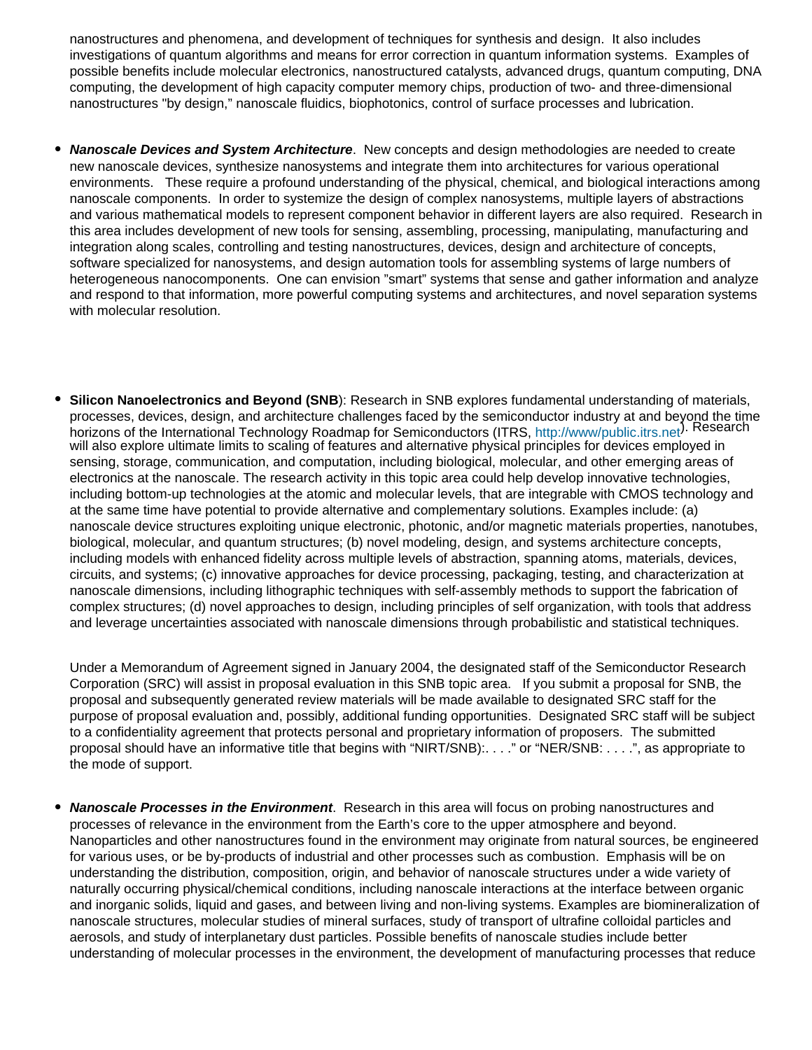nanostructures and phenomena, and development of techniques for synthesis and design. It also includes investigations of quantum algorithms and means for error correction in quantum information systems. Examples of possible benefits include molecular electronics, nanostructured catalysts, advanced drugs, quantum computing, DNA computing, the development of high capacity computer memory chips, production of two- and three-dimensional nanostructures "by design," nanoscale fluidics, biophotonics, control of surface processes and lubrication.

- ***Nanoscale Devices and System Architecture***. New concepts and design methodologies are needed to create new nanoscale devices, synthesize nanosystems and integrate them into architectures for various operational environments. These require a profound understanding of the physical, chemical, and biological interactions among nanoscale components. In order to systemize the design of complex nanosystems, multiple layers of abstractions and various mathematical models to represent component behavior in different layers are also required. Research in this area includes development of new tools for sensing, assembling, processing, manipulating, manufacturing and integration along scales, controlling and testing nanostructures, devices, design and architecture of concepts, software specialized for nanosystems, and design automation tools for assembling systems of large numbers of heterogeneous nanocomponents. One can envision "smart" systems that sense and gather information and analyze and respond to that information, more powerful computing systems and architectures, and novel separation systems with molecular resolution.

- **Silicon Nanoelectronics and Beyond (SNB**): Research in SNB explores fundamental understanding of materials, processes, devices, design, and architecture challenges faced by the semiconductor industry at and beyond the time horizons of the International Technology Roadmap for Semiconductors (ITRS, http://www/public.itrs.net). Research will also explore ultimate limits to scaling of features and alternative physical principles for devices employed in sensing, storage, communication, and computation, including biological, molecular, and other emerging areas of electronics at the nanoscale. The research activity in this topic area could help develop innovative technologies, including bottom-up technologies at the atomic and molecular levels, that are integrable with CMOS technology and at the same time have potential to provide alternative and complementary solutions. Examples include: (a) nanoscale device structures exploiting unique electronic, photonic, and/or magnetic materials properties, nanotubes, biological, molecular, and quantum structures; (b) novel modeling, design, and systems architecture concepts, including models with enhanced fidelity across multiple levels of abstraction, spanning atoms, materials, devices, circuits, and systems; (c) innovative approaches for device processing, packaging, testing, and characterization at nanoscale dimensions, including lithographic techniques with self-assembly methods to support the fabrication of complex structures; (d) novel approaches to design, including principles of self organization, with tools that address and leverage uncertainties associated with nanoscale dimensions through probabilistic and statistical techniques.

  Under a Memorandum of Agreement signed in January 2004, the designated staff of the Semiconductor Research Corporation (SRC) will assist in proposal evaluation in this SNB topic area. If you submit a proposal for SNB, the proposal and subsequently generated review materials will be made available to designated SRC staff for the purpose of proposal evaluation and, possibly, additional funding opportunities. Designated SRC staff will be subject to a confidentiality agreement that protects personal and proprietary information of proposers. The submitted proposal should have an informative title that begins with "NIRT/SNB):. . . ." or "NER/SNB: . . . .", as appropriate to the mode of support.

- ***Nanoscale Processes in the Environment***. Research in this area will focus on probing nanostructures and processes of relevance in the environment from the Earth's core to the upper atmosphere and beyond. Nanoparticles and other nanostructures found in the environment may originate from natural sources, be engineered for various uses, or be by-products of industrial and other processes such as combustion. Emphasis will be on understanding the distribution, composition, origin, and behavior of nanoscale structures under a wide variety of naturally occurring physical/chemical conditions, including nanoscale interactions at the interface between organic and inorganic solids, liquid and gases, and between living and non-living systems. Examples are biomineralization of nanoscale structures, molecular studies of mineral surfaces, study of transport of ultrafine colloidal particles and aerosols, and study of interplanetary dust particles. Possible benefits of nanoscale studies include better understanding of molecular processes in the environment, the development of manufacturing processes that reduce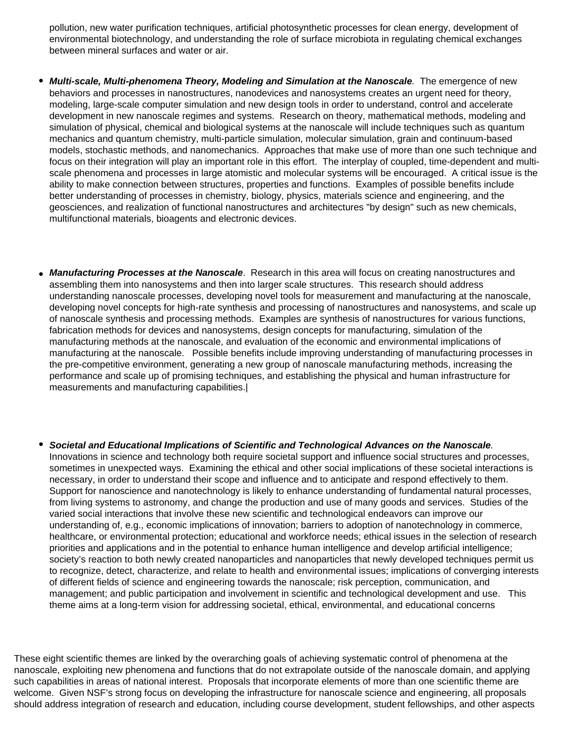pollution, new water purification techniques, artificial photosynthetic processes for clean energy, development of environmental biotechnology, and understanding the role of surface microbiota in regulating chemical exchanges between mineral surfaces and water or air.

- ***Multi-scale, Multi-phenomena Theory, Modeling and Simulation at the Nanoscale***. The emergence of new behaviors and processes in nanostructures, nanodevices and nanosystems creates an urgent need for theory, modeling, large-scale computer simulation and new design tools in order to understand, control and accelerate development in new nanoscale regimes and systems. Research on theory, mathematical methods, modeling and simulation of physical, chemical and biological systems at the nanoscale will include techniques such as quantum mechanics and quantum chemistry, multi-particle simulation, molecular simulation, grain and continuum-based models, stochastic methods, and nanomechanics. Approaches that make use of more than one such technique and focus on their integration will play an important role in this effort. The interplay of coupled, time-dependent and multi-scale phenomena and processes in large atomistic and molecular systems will be encouraged. A critical issue is the ability to make connection between structures, properties and functions. Examples of possible benefits include better understanding of processes in chemistry, biology, physics, materials science and engineering, and the geosciences, and realization of functional nanostructures and architectures "by design" such as new chemicals, multifunctional materials, bioagents and electronic devices.

- ***Manufacturing Processes at the Nanoscale***. Research in this area will focus on creating nanostructures and assembling them into nanosystems and then into larger scale structures. This research should address understanding nanoscale processes, developing novel tools for measurement and manufacturing at the nanoscale, developing novel concepts for high-rate synthesis and processing of nanostructures and nanosystems, and scale up of nanoscale synthesis and processing methods. Examples are synthesis of nanostructures for various functions, fabrication methods for devices and nanosystems, design concepts for manufacturing, simulation of the manufacturing methods at the nanoscale, and evaluation of the economic and environmental implications of manufacturing at the nanoscale. Possible benefits include improving understanding of manufacturing processes in the pre-competitive environment, generating a new group of nanoscale manufacturing methods, increasing the performance and scale up of promising techniques, and establishing the physical and human infrastructure for measurements and manufacturing capabilities.|

- ***Societal and Educational Implications of Scientific and Technological Advances on the Nanoscale***. Innovations in science and technology both require societal support and influence social structures and processes, sometimes in unexpected ways. Examining the ethical and other social implications of these societal interactions is necessary, in order to understand their scope and influence and to anticipate and respond effectively to them. Support for nanoscience and nanotechnology is likely to enhance understanding of fundamental natural processes, from living systems to astronomy, and change the production and use of many goods and services. Studies of the varied social interactions that involve these new scientific and technological endeavors can improve our understanding of, e.g., economic implications of innovation; barriers to adoption of nanotechnology in commerce, healthcare, or environmental protection; educational and workforce needs; ethical issues in the selection of research priorities and applications and in the potential to enhance human intelligence and develop artificial intelligence; society's reaction to both newly created nanoparticles and nanoparticles that newly developed techniques permit us to recognize, detect, characterize, and relate to health and environmental issues; implications of converging interests of different fields of science and engineering towards the nanoscale; risk perception, communication, and management; and public participation and involvement in scientific and technological development and use. This theme aims at a long-term vision for addressing societal, ethical, environmental, and educational concerns

These eight scientific themes are linked by the overarching goals of achieving systematic control of phenomena at the nanoscale, exploiting new phenomena and functions that do not extrapolate outside of the nanoscale domain, and applying such capabilities in areas of national interest. Proposals that incorporate elements of more than one scientific theme are welcome. Given NSF's strong focus on developing the infrastructure for nanoscale science and engineering, all proposals should address integration of research and education, including course development, student fellowships, and other aspects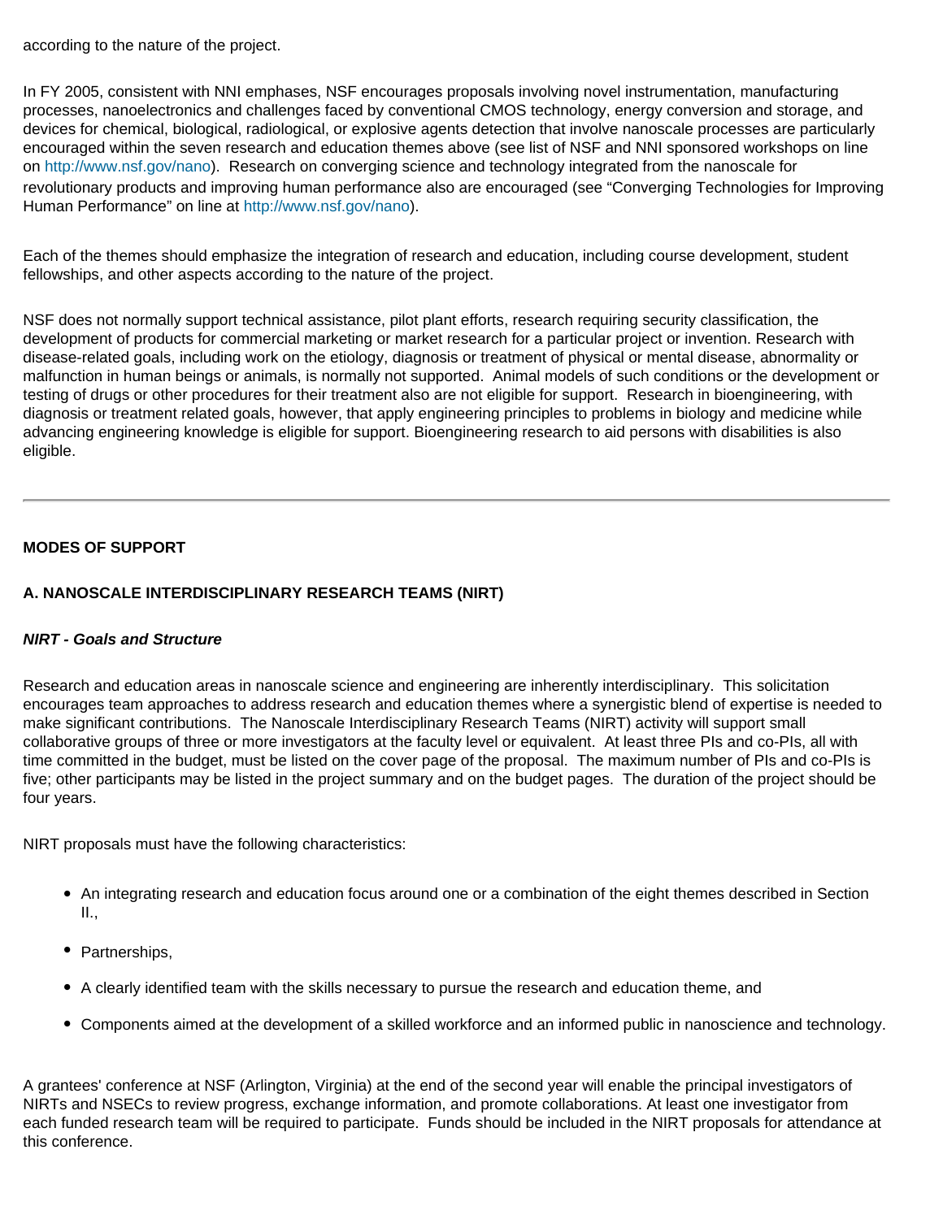according to the nature of the project.

In FY 2005, consistent with NNI emphases, NSF encourages proposals involving novel instrumentation, manufacturing processes, nanoelectronics and challenges faced by conventional CMOS technology, energy conversion and storage, and devices for chemical, biological, radiological, or explosive agents detection that involve nanoscale processes are particularly encouraged within the seven research and education themes above (see list of NSF and NNI sponsored workshops on line on http://www.nsf.gov/nano). Research on converging science and technology integrated from the nanoscale for revolutionary products and improving human performance also are encouraged (see "Converging Technologies for Improving Human Performance" on line at http://www.nsf.gov/nano).

Each of the themes should emphasize the integration of research and education, including course development, student fellowships, and other aspects according to the nature of the project.

NSF does not normally support technical assistance, pilot plant efforts, research requiring security classification, the development of products for commercial marketing or market research for a particular project or invention. Research with disease-related goals, including work on the etiology, diagnosis or treatment of physical or mental disease, abnormality or malfunction in human beings or animals, is normally not supported. Animal models of such conditions or the development or testing of drugs or other procedures for their treatment also are not eligible for support. Research in bioengineering, with diagnosis or treatment related goals, however, that apply engineering principles to problems in biology and medicine while advancing engineering knowledge is eligible for support. Bioengineering research to aid persons with disabilities is also eligible.

---

**MODES OF SUPPORT**

**A. NANOSCALE INTERDISCIPLINARY RESEARCH TEAMS (NIRT)**

***NIRT - Goals and Structure***

Research and education areas in nanoscale science and engineering are inherently interdisciplinary. This solicitation encourages team approaches to address research and education themes where a synergistic blend of expertise is needed to make significant contributions. The Nanoscale Interdisciplinary Research Teams (NIRT) activity will support small collaborative groups of three or more investigators at the faculty level or equivalent. At least three PIs and co-PIs, all with time committed in the budget, must be listed on the cover page of the proposal. The maximum number of PIs and co-PIs is five; other participants may be listed in the project summary and on the budget pages. The duration of the project should be four years.

NIRT proposals must have the following characteristics:

- An integrating research and education focus around one or a combination of the eight themes described in Section II.,
- Partnerships,
- A clearly identified team with the skills necessary to pursue the research and education theme, and
- Components aimed at the development of a skilled workforce and an informed public in nanoscience and technology.

A grantees' conference at NSF (Arlington, Virginia) at the end of the second year will enable the principal investigators of NIRTs and NSECs to review progress, exchange information, and promote collaborations. At least one investigator from each funded research team will be required to participate. Funds should be included in the NIRT proposals for attendance at this conference.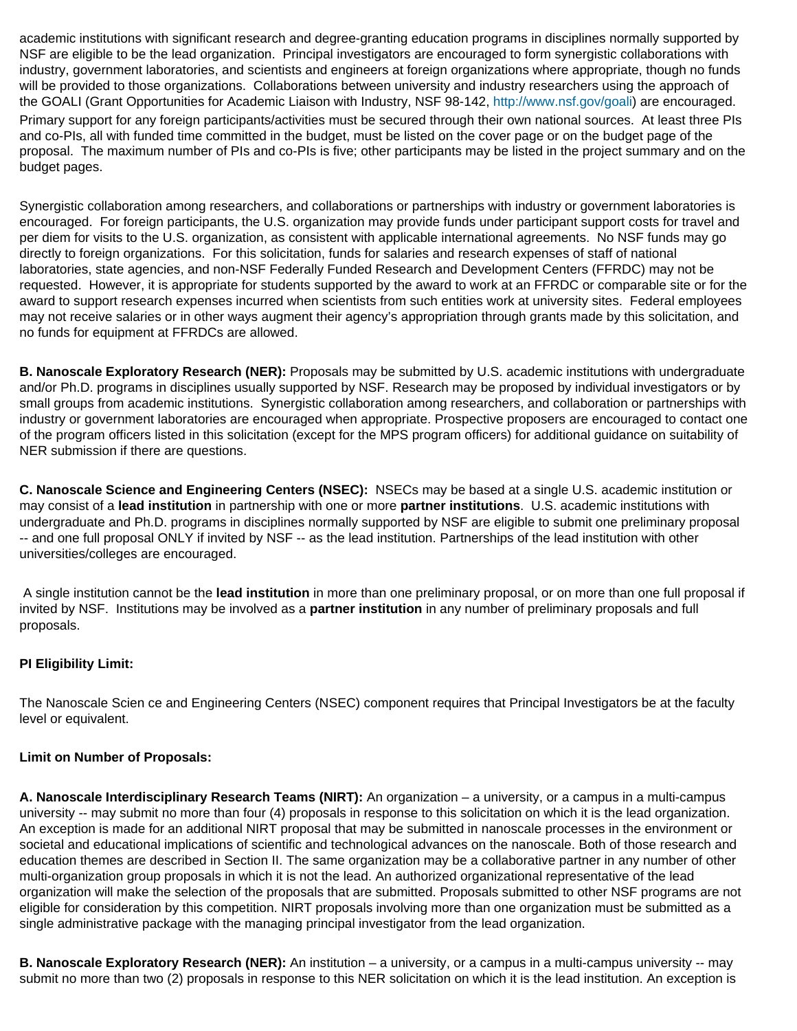academic institutions with significant research and degree-granting education programs in disciplines normally supported by NSF are eligible to be the lead organization. Principal investigators are encouraged to form synergistic collaborations with industry, government laboratories, and scientists and engineers at foreign organizations where appropriate, though no funds will be provided to those organizations. Collaborations between university and industry researchers using the approach of the GOALI (Grant Opportunities for Academic Liaison with Industry, NSF 98-142, http://www.nsf.gov/goali) are encouraged. Primary support for any foreign participants/activities must be secured through their own national sources. At least three PIs and co-PIs, all with funded time committed in the budget, must be listed on the cover page or on the budget page of the proposal. The maximum number of PIs and co-PIs is five; other participants may be listed in the project summary and on the budget pages.

Synergistic collaboration among researchers, and collaborations or partnerships with industry or government laboratories is encouraged. For foreign participants, the U.S. organization may provide funds under participant support costs for travel and per diem for visits to the U.S. organization, as consistent with applicable international agreements. No NSF funds may go directly to foreign organizations. For this solicitation, funds for salaries and research expenses of staff of national laboratories, state agencies, and non-NSF Federally Funded Research and Development Centers (FFRDC) may not be requested. However, it is appropriate for students supported by the award to work at an FFRDC or comparable site or for the award to support research expenses incurred when scientists from such entities work at university sites. Federal employees may not receive salaries or in other ways augment their agency's appropriation through grants made by this solicitation, and no funds for equipment at FFRDCs are allowed.

**B. Nanoscale Exploratory Research (NER):** Proposals may be submitted by U.S. academic institutions with undergraduate and/or Ph.D. programs in disciplines usually supported by NSF. Research may be proposed by individual investigators or by small groups from academic institutions. Synergistic collaboration among researchers, and collaboration or partnerships with industry or government laboratories are encouraged when appropriate. Prospective proposers are encouraged to contact one of the program officers listed in this solicitation (except for the MPS program officers) for additional guidance on suitability of NER submission if there are questions.

**C. Nanoscale Science and Engineering Centers (NSEC):** NSECs may be based at a single U.S. academic institution or may consist of a **lead institution** in partnership with one or more **partner institutions**. U.S. academic institutions with undergraduate and Ph.D. programs in disciplines normally supported by NSF are eligible to submit one preliminary proposal -- and one full proposal ONLY if invited by NSF -- as the lead institution. Partnerships of the lead institution with other universities/colleges are encouraged.

A single institution cannot be the **lead institution** in more than one preliminary proposal, or on more than one full proposal if invited by NSF. Institutions may be involved as a **partner institution** in any number of preliminary proposals and full proposals.

**PI Eligibility Limit:**

The Nanoscale Scien ce and Engineering Centers (NSEC) component requires that Principal Investigators be at the faculty level or equivalent.

**Limit on Number of Proposals:**

**A. Nanoscale Interdisciplinary Research Teams (NIRT):** An organization – a university, or a campus in a multi-campus university -- may submit no more than four (4) proposals in response to this solicitation on which it is the lead organization. An exception is made for an additional NIRT proposal that may be submitted in nanoscale processes in the environment or societal and educational implications of scientific and technological advances on the nanoscale. Both of those research and education themes are described in Section II. The same organization may be a collaborative partner in any number of other multi-organization group proposals in which it is not the lead. An authorized organizational representative of the lead organization will make the selection of the proposals that are submitted. Proposals submitted to other NSF programs are not eligible for consideration by this competition. NIRT proposals involving more than one organization must be submitted as a single administrative package with the managing principal investigator from the lead organization.

**B. Nanoscale Exploratory Research (NER):** An institution – a university, or a campus in a multi-campus university -- may submit no more than two (2) proposals in response to this NER solicitation on which it is the lead institution. An exception is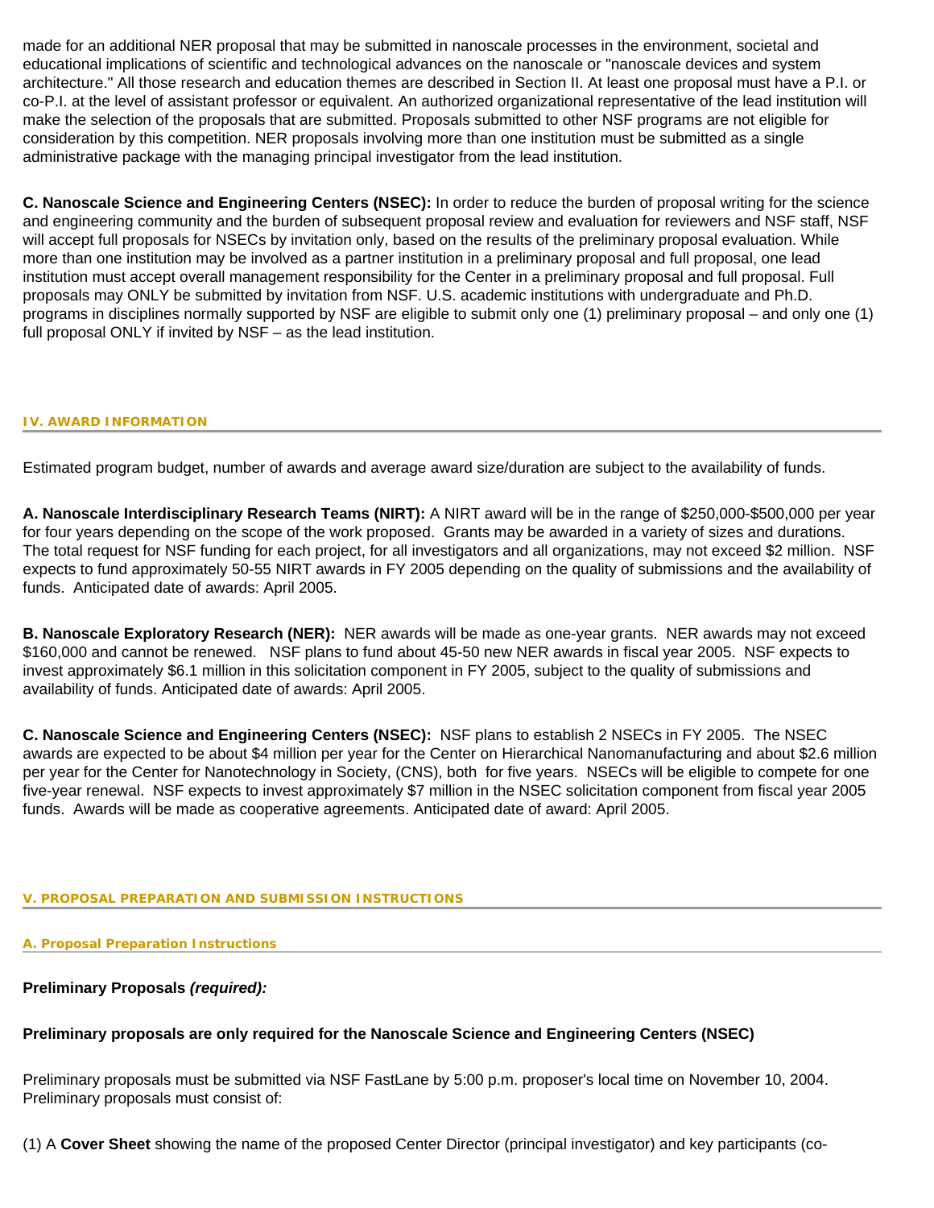made for an additional NER proposal that may be submitted in nanoscale processes in the environment, societal and educational implications of scientific and technological advances on the nanoscale or "nanoscale devices and system architecture." All those research and education themes are described in Section II. At least one proposal must have a P.I. or co-P.I. at the level of assistant professor or equivalent. An authorized organizational representative of the lead institution will make the selection of the proposals that are submitted. Proposals submitted to other NSF programs are not eligible for consideration by this competition. NER proposals involving more than one institution must be submitted as a single administrative package with the managing principal investigator from the lead institution.

**C. Nanoscale Science and Engineering Centers (NSEC):** In order to reduce the burden of proposal writing for the science and engineering community and the burden of subsequent proposal review and evaluation for reviewers and NSF staff, NSF will accept full proposals for NSECs by invitation only, based on the results of the preliminary proposal evaluation. While more than one institution may be involved as a partner institution in a preliminary proposal and full proposal, one lead institution must accept overall management responsibility for the Center in a preliminary proposal and full proposal. Full proposals may ONLY be submitted by invitation from NSF. U.S. academic institutions with undergraduate and Ph.D. programs in disciplines normally supported by NSF are eligible to submit only one (1) preliminary proposal – and only one (1) full proposal ONLY if invited by NSF – as the lead institution.

## IV. AWARD INFORMATION

Estimated program budget, number of awards and average award size/duration are subject to the availability of funds.

**A. Nanoscale Interdisciplinary Research Teams (NIRT):** A NIRT award will be in the range of $250,000-$500,000 per year for four years depending on the scope of the work proposed. Grants may be awarded in a variety of sizes and durations. The total request for NSF funding for each project, for all investigators and all organizations, may not exceed $2 million. NSF expects to fund approximately 50-55 NIRT awards in FY 2005 depending on the quality of submissions and the availability of funds. Anticipated date of awards: April 2005.

**B. Nanoscale Exploratory Research (NER):** NER awards will be made as one-year grants. NER awards may not exceed $160,000 and cannot be renewed. NSF plans to fund about 45-50 new NER awards in fiscal year 2005. NSF expects to invest approximately $6.1 million in this solicitation component in FY 2005, subject to the quality of submissions and availability of funds. Anticipated date of awards: April 2005.

**C. Nanoscale Science and Engineering Centers (NSEC):** NSF plans to establish 2 NSECs in FY 2005. The NSEC awards are expected to be about $4 million per year for the Center on Hierarchical Nanomanufacturing and about $2.6 million per year for the Center for Nanotechnology in Society, (CNS), both for five years. NSECs will be eligible to compete for one five-year renewal. NSF expects to invest approximately $7 million in the NSEC solicitation component from fiscal year 2005 funds. Awards will be made as cooperative agreements. Anticipated date of award: April 2005.

## V. PROPOSAL PREPARATION AND SUBMISSION INSTRUCTIONS

### A. Proposal Preparation Instructions

**Preliminary Proposals *(required):***

**Preliminary proposals are only required for the Nanoscale Science and Engineering Centers (NSEC)**

Preliminary proposals must be submitted via NSF FastLane by 5:00 p.m. proposer's local time on November 10, 2004. Preliminary proposals must consist of:

(1) A **Cover Sheet** showing the name of the proposed Center Director (principal investigator) and key participants (co-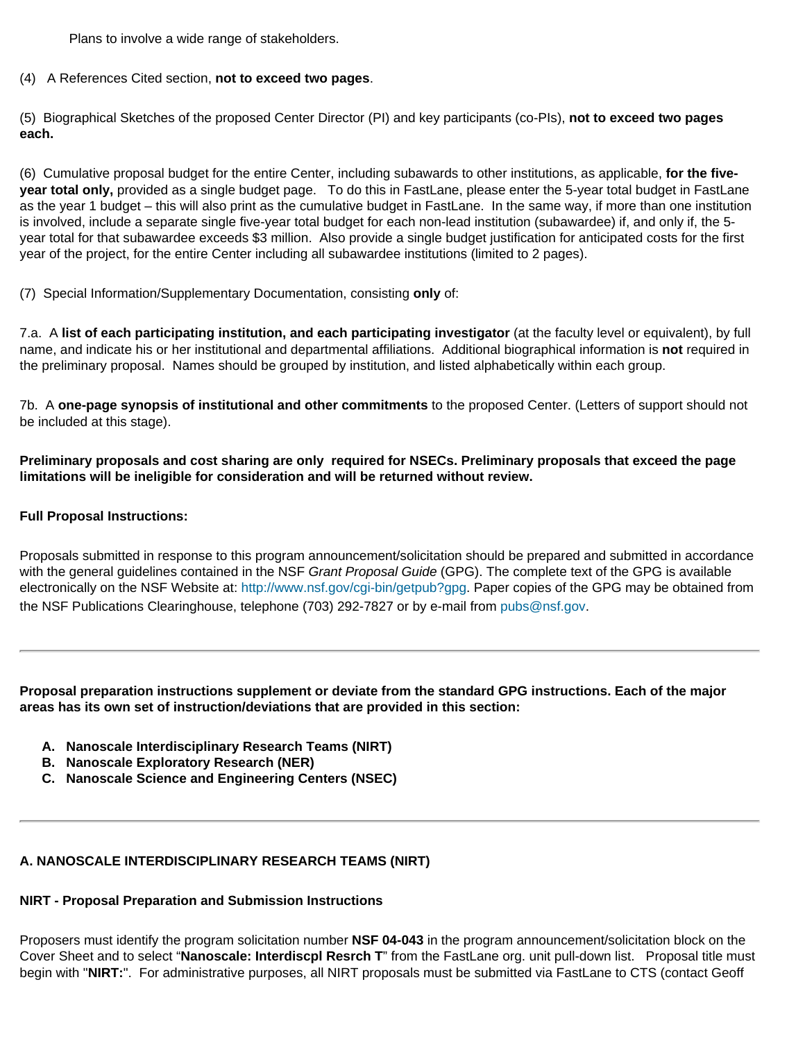Plans to involve a wide range of stakeholders.

(4) A References Cited section, **not to exceed two pages**.

(5) Biographical Sketches of the proposed Center Director (PI) and key participants (co-PIs), **not to exceed two pages each.**

(6) Cumulative proposal budget for the entire Center, including subawards to other institutions, as applicable, **for the five-year total only,** provided as a single budget page. To do this in FastLane, please enter the 5-year total budget in FastLane as the year 1 budget – this will also print as the cumulative budget in FastLane. In the same way, if more than one institution is involved, include a separate single five-year total budget for each non-lead institution (subawardee) if, and only if, the 5-year total for that subawardee exceeds $3 million. Also provide a single budget justification for anticipated costs for the first year of the project, for the entire Center including all subawardee institutions (limited to 2 pages).

(7) Special Information/Supplementary Documentation, consisting **only** of:

7.a. A **list of each participating institution, and each participating investigator** (at the faculty level or equivalent), by full name, and indicate his or her institutional and departmental affiliations. Additional biographical information is **not** required in the preliminary proposal. Names should be grouped by institution, and listed alphabetically within each group.

7b. A **one-page synopsis of institutional and other commitments** to the proposed Center. (Letters of support should not be included at this stage).

**Preliminary proposals and cost sharing are only required for NSECs. Preliminary proposals that exceed the page limitations will be ineligible for consideration and will be returned without review.**

**Full Proposal Instructions:**

Proposals submitted in response to this program announcement/solicitation should be prepared and submitted in accordance with the general guidelines contained in the NSF *Grant Proposal Guide* (GPG). The complete text of the GPG is available electronically on the NSF Website at: http://www.nsf.gov/cgi-bin/getpub?gpg. Paper copies of the GPG may be obtained from the NSF Publications Clearinghouse, telephone (703) 292-7827 or by e-mail from pubs@nsf.gov.

---

**Proposal preparation instructions supplement or deviate from the standard GPG instructions. Each of the major areas has its own set of instruction/deviations that are provided in this section:**

A. **Nanoscale Interdisciplinary Research Teams (NIRT)**
B. **Nanoscale Exploratory Research (NER)**
C. **Nanoscale Science and Engineering Centers (NSEC)**

---

**A. NANOSCALE INTERDISCIPLINARY RESEARCH TEAMS (NIRT)**

**NIRT - Proposal Preparation and Submission Instructions**

Proposers must identify the program solicitation number **NSF 04-043** in the program announcement/solicitation block on the Cover Sheet and to select "**Nanoscale: Interdiscpl Resrch T**" from the FastLane org. unit pull-down list. Proposal title must begin with "**NIRT:**". For administrative purposes, all NIRT proposals must be submitted via FastLane to CTS (contact Geoff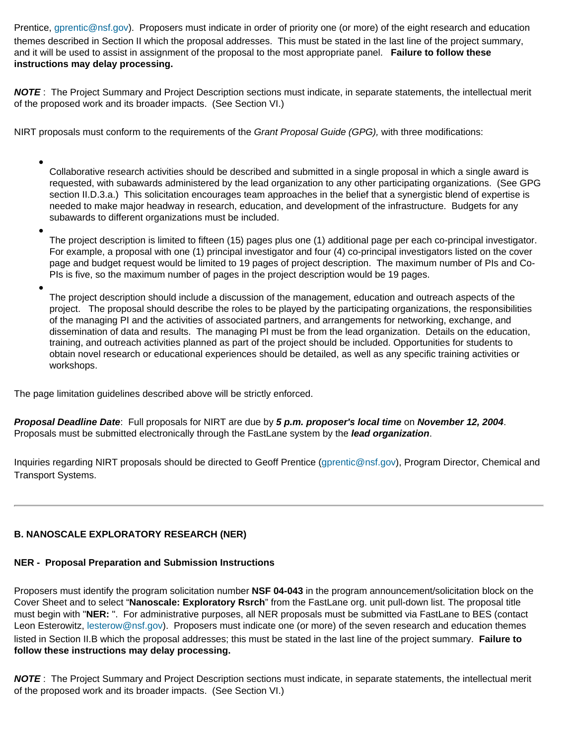Prentice, gprentic@nsf.gov). Proposers must indicate in order of priority one (or more) of the eight research and education themes described in Section II which the proposal addresses. This must be stated in the last line of the project summary, and it will be used to assist in assignment of the proposal to the most appropriate panel. **Failure to follow these instructions may delay processing.**

***NOTE*** : The Project Summary and Project Description sections must indicate, in separate statements, the intellectual merit of the proposed work and its broader impacts. (See Section VI.)

NIRT proposals must conform to the requirements of the *Grant Proposal Guide (GPG),* with three modifications:

- Collaborative research activities should be described and submitted in a single proposal in which a single award is requested, with subawards administered by the lead organization to any other participating organizations. (See GPG section II.D.3.a.) This solicitation encourages team approaches in the belief that a synergistic blend of expertise is needed to make major headway in research, education, and development of the infrastructure. Budgets for any subawards to different organizations must be included.
- The project description is limited to fifteen (15) pages plus one (1) additional page per each co-principal investigator. For example, a proposal with one (1) principal investigator and four (4) co-principal investigators listed on the cover page and budget request would be limited to 19 pages of project description. The maximum number of PIs and Co-PIs is five, so the maximum number of pages in the project description would be 19 pages.
- The project description should include a discussion of the management, education and outreach aspects of the project. The proposal should describe the roles to be played by the participating organizations, the responsibilities of the managing PI and the activities of associated partners, and arrangements for networking, exchange, and dissemination of data and results. The managing PI must be from the lead organization. Details on the education, training, and outreach activities planned as part of the project should be included. Opportunities for students to obtain novel research or educational experiences should be detailed, as well as any specific training activities or workshops.

The page limitation guidelines described above will be strictly enforced.

***Proposal Deadline Date***: Full proposals for NIRT are due by ***5 p.m. proposer's local time*** on ***November 12, 2004***. Proposals must be submitted electronically through the FastLane system by the ***lead organization***.

Inquiries regarding NIRT proposals should be directed to Geoff Prentice (gprentic@nsf.gov), Program Director, Chemical and Transport Systems.

---

### B. NANOSCALE EXPLORATORY RESEARCH (NER)

#### NER - Proposal Preparation and Submission Instructions

Proposers must identify the program solicitation number **NSF 04-043** in the program announcement/solicitation block on the Cover Sheet and to select "**Nanoscale: Exploratory Rsrch**" from the FastLane org. unit pull-down list. The proposal title must begin with "**NER:** ". For administrative purposes, all NER proposals must be submitted via FastLane to BES (contact Leon Esterowitz, lesterow@nsf.gov). Proposers must indicate one (or more) of the seven research and education themes listed in Section II.B which the proposal addresses; this must be stated in the last line of the project summary. **Failure to follow these instructions may delay processing.**

***NOTE*** : The Project Summary and Project Description sections must indicate, in separate statements, the intellectual merit of the proposed work and its broader impacts. (See Section VI.)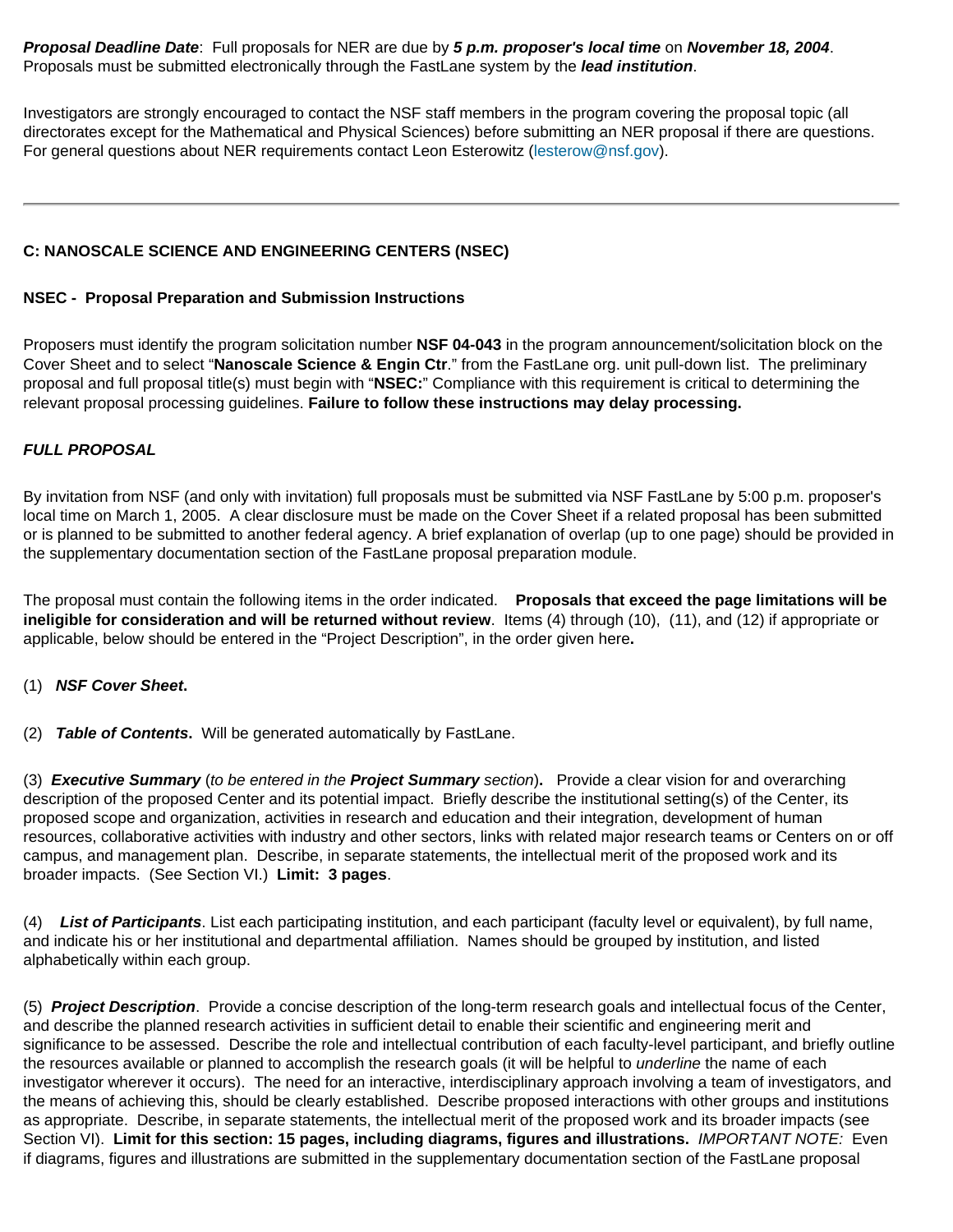***Proposal Deadline Date***: Full proposals for NER are due by ***5 p.m. proposer's local time*** on ***November 18, 2004***. Proposals must be submitted electronically through the FastLane system by the ***lead institution***.

Investigators are strongly encouraged to contact the NSF staff members in the program covering the proposal topic (all directorates except for the Mathematical and Physical Sciences) before submitting an NER proposal if there are questions. For general questions about NER requirements contact Leon Esterowitz (lesterow@nsf.gov).

---

**C: NANOSCALE SCIENCE AND ENGINEERING CENTERS (NSEC)**

**NSEC - Proposal Preparation and Submission Instructions**

Proposers must identify the program solicitation number **NSF 04-043** in the program announcement/solicitation block on the Cover Sheet and to select "**Nanoscale Science & Engin Ctr**." from the FastLane org. unit pull-down list. The preliminary proposal and full proposal title(s) must begin with "**NSEC:**" Compliance with this requirement is critical to determining the relevant proposal processing guidelines. **Failure to follow these instructions may delay processing.**

***FULL PROPOSAL***

By invitation from NSF (and only with invitation) full proposals must be submitted via NSF FastLane by 5:00 p.m. proposer's local time on March 1, 2005. A clear disclosure must be made on the Cover Sheet if a related proposal has been submitted or is planned to be submitted to another federal agency. A brief explanation of overlap (up to one page) should be provided in the supplementary documentation section of the FastLane proposal preparation module.

The proposal must contain the following items in the order indicated. **Proposals that exceed the page limitations will be ineligible for consideration and will be returned without review**. Items (4) through (10), (11), and (12) if appropriate or applicable, below should be entered in the "Project Description", in the order given here**.**

(1) ***NSF Cover Sheet*.**

(2) ***Table of Contents*.** Will be generated automatically by FastLane.

(3) ***Executive Summary*** (*to be entered in the* ***Project Summary*** *section*)**.** Provide a clear vision for and overarching description of the proposed Center and its potential impact. Briefly describe the institutional setting(s) of the Center, its proposed scope and organization, activities in research and education and their integration, development of human resources, collaborative activities with industry and other sectors, links with related major research teams or Centers on or off campus, and management plan. Describe, in separate statements, the intellectual merit of the proposed work and its broader impacts. (See Section VI.) **Limit: 3 pages**.

(4) ***List of Participants***. List each participating institution, and each participant (faculty level or equivalent), by full name, and indicate his or her institutional and departmental affiliation. Names should be grouped by institution, and listed alphabetically within each group.

(5) ***Project Description***. Provide a concise description of the long-term research goals and intellectual focus of the Center, and describe the planned research activities in sufficient detail to enable their scientific and engineering merit and significance to be assessed. Describe the role and intellectual contribution of each faculty-level participant, and briefly outline the resources available or planned to accomplish the research goals (it will be helpful to *underline* the name of each investigator wherever it occurs). The need for an interactive, interdisciplinary approach involving a team of investigators, and the means of achieving this, should be clearly established. Describe proposed interactions with other groups and institutions as appropriate. Describe, in separate statements, the intellectual merit of the proposed work and its broader impacts (see Section VI). **Limit for this section: 15 pages, including diagrams, figures and illustrations.** *IMPORTANT NOTE:* Even if diagrams, figures and illustrations are submitted in the supplementary documentation section of the FastLane proposal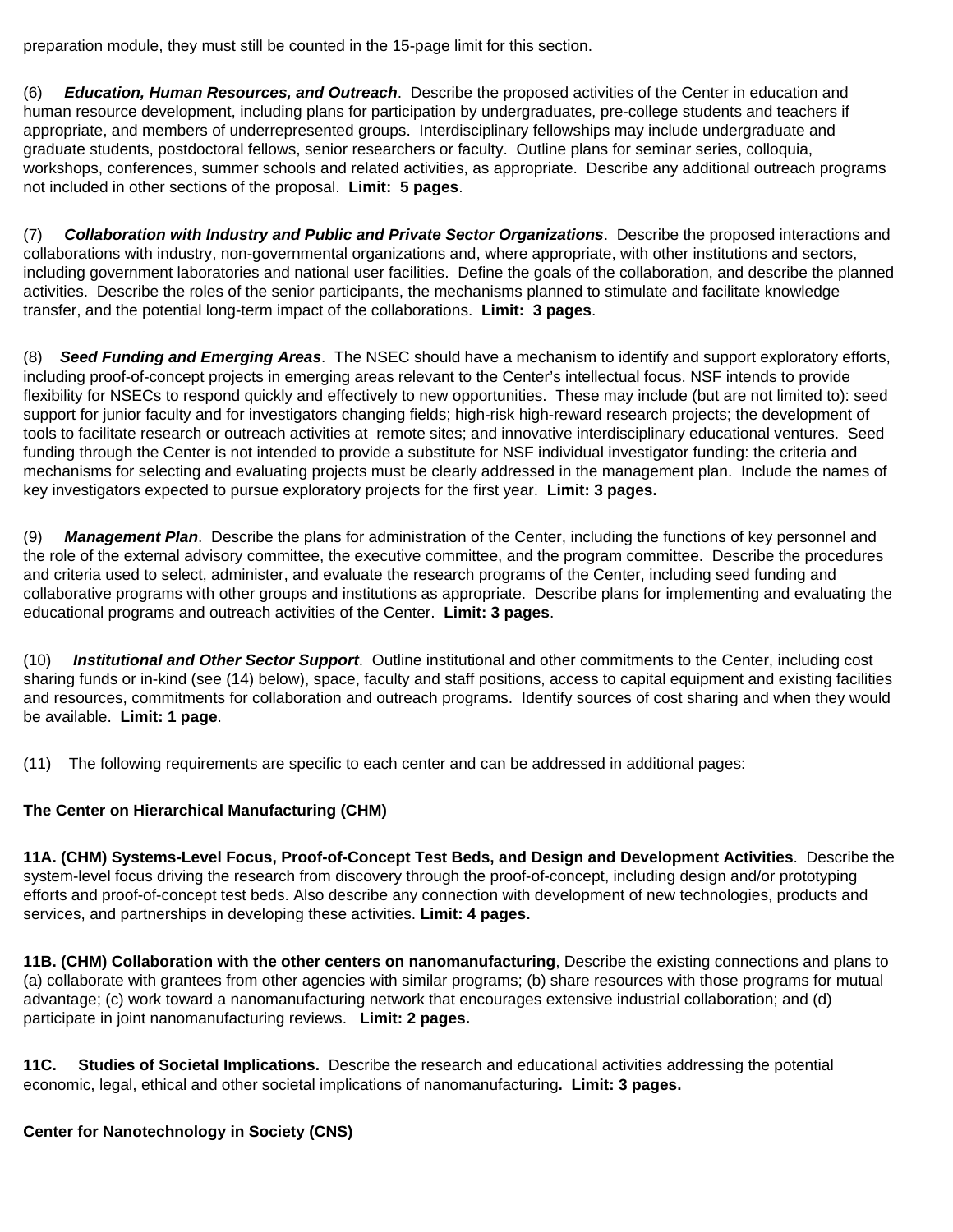preparation module, they must still be counted in the 15-page limit for this section.

(6) ***Education, Human Resources, and Outreach***. Describe the proposed activities of the Center in education and human resource development, including plans for participation by undergraduates, pre-college students and teachers if appropriate, and members of underrepresented groups. Interdisciplinary fellowships may include undergraduate and graduate students, postdoctoral fellows, senior researchers or faculty. Outline plans for seminar series, colloquia, workshops, conferences, summer schools and related activities, as appropriate. Describe any additional outreach programs not included in other sections of the proposal. **Limit: 5 pages**.

(7) ***Collaboration with Industry and Public and Private Sector Organizations***. Describe the proposed interactions and collaborations with industry, non-governmental organizations and, where appropriate, with other institutions and sectors, including government laboratories and national user facilities. Define the goals of the collaboration, and describe the planned activities. Describe the roles of the senior participants, the mechanisms planned to stimulate and facilitate knowledge transfer, and the potential long-term impact of the collaborations. **Limit: 3 pages**.

(8) ***Seed Funding and Emerging Areas***. The NSEC should have a mechanism to identify and support exploratory efforts, including proof-of-concept projects in emerging areas relevant to the Center's intellectual focus. NSF intends to provide flexibility for NSECs to respond quickly and effectively to new opportunities. These may include (but are not limited to): seed support for junior faculty and for investigators changing fields; high-risk high-reward research projects; the development of tools to facilitate research or outreach activities at remote sites; and innovative interdisciplinary educational ventures. Seed funding through the Center is not intended to provide a substitute for NSF individual investigator funding: the criteria and mechanisms for selecting and evaluating projects must be clearly addressed in the management plan. Include the names of key investigators expected to pursue exploratory projects for the first year. **Limit: 3 pages.**

(9) ***Management Plan***. Describe the plans for administration of the Center, including the functions of key personnel and the role of the external advisory committee, the executive committee, and the program committee. Describe the procedures and criteria used to select, administer, and evaluate the research programs of the Center, including seed funding and collaborative programs with other groups and institutions as appropriate. Describe plans for implementing and evaluating the educational programs and outreach activities of the Center. **Limit: 3 pages**.

(10) ***Institutional and Other Sector Support***. Outline institutional and other commitments to the Center, including cost sharing funds or in-kind (see (14) below), space, faculty and staff positions, access to capital equipment and existing facilities and resources, commitments for collaboration and outreach programs. Identify sources of cost sharing and when they would be available. **Limit: 1 page**.

(11) The following requirements are specific to each center and can be addressed in additional pages:

**The Center on Hierarchical Manufacturing (CHM)**

**11A. (CHM) Systems-Level Focus, Proof-of-Concept Test Beds, and Design and Development Activities**. Describe the system-level focus driving the research from discovery through the proof-of-concept, including design and/or prototyping efforts and proof-of-concept test beds. Also describe any connection with development of new technologies, products and services, and partnerships in developing these activities. **Limit: 4 pages.**

**11B. (CHM) Collaboration with the other centers on nanomanufacturing**, Describe the existing connections and plans to (a) collaborate with grantees from other agencies with similar programs; (b) share resources with those programs for mutual advantage; (c) work toward a nanomanufacturing network that encourages extensive industrial collaboration; and (d) participate in joint nanomanufacturing reviews. **Limit: 2 pages.**

**11C. Studies of Societal Implications.** Describe the research and educational activities addressing the potential economic, legal, ethical and other societal implications of nanomanufacturing**. Limit: 3 pages.**

**Center for Nanotechnology in Society (CNS)**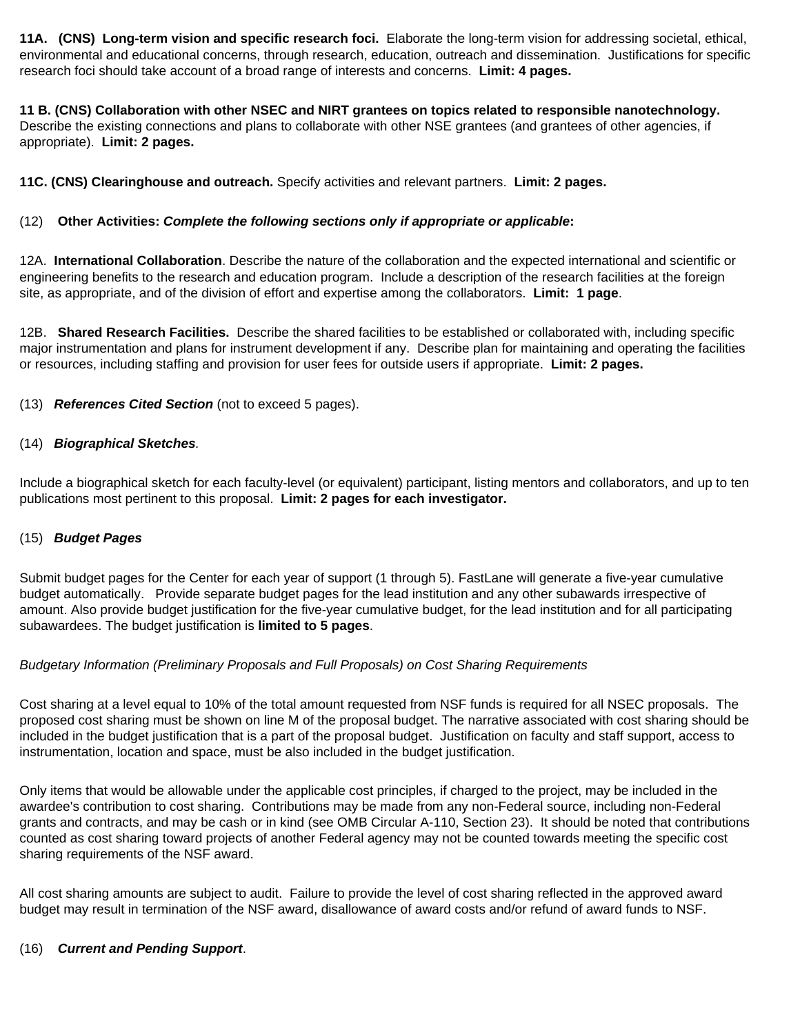**11A. (CNS) Long-term vision and specific research foci.** Elaborate the long-term vision for addressing societal, ethical, environmental and educational concerns, through research, education, outreach and dissemination. Justifications for specific research foci should take account of a broad range of interests and concerns. **Limit: 4 pages.**

**11 B. (CNS) Collaboration with other NSEC and NIRT grantees on topics related to responsible nanotechnology.** Describe the existing connections and plans to collaborate with other NSE grantees (and grantees of other agencies, if appropriate). **Limit: 2 pages.**

**11C. (CNS) Clearinghouse and outreach.** Specify activities and relevant partners. **Limit: 2 pages.**

(12) **Other Activities:** ***Complete the following sections only if appropriate or applicable*****:**

12A. **International Collaboration**. Describe the nature of the collaboration and the expected international and scientific or engineering benefits to the research and education program. Include a description of the research facilities at the foreign site, as appropriate, and of the division of effort and expertise among the collaborators. **Limit: 1 page**.

12B. **Shared Research Facilities.** Describe the shared facilities to be established or collaborated with, including specific major instrumentation and plans for instrument development if any. Describe plan for maintaining and operating the facilities or resources, including staffing and provision for user fees for outside users if appropriate. **Limit: 2 pages.**

(13) ***References Cited Section*** (not to exceed 5 pages).

(14) ***Biographical Sketches****.*

Include a biographical sketch for each faculty-level (or equivalent) participant, listing mentors and collaborators, and up to ten publications most pertinent to this proposal. **Limit: 2 pages for each investigator.**

(15) ***Budget Pages***

Submit budget pages for the Center for each year of support (1 through 5). FastLane will generate a five-year cumulative budget automatically. Provide separate budget pages for the lead institution and any other subawards irrespective of amount. Also provide budget justification for the five-year cumulative budget, for the lead institution and for all participating subawardees. The budget justification is **limited to 5 pages**.

*Budgetary Information (Preliminary Proposals and Full Proposals) on Cost Sharing Requirements*

Cost sharing at a level equal to 10% of the total amount requested from NSF funds is required for all NSEC proposals. The proposed cost sharing must be shown on line M of the proposal budget. The narrative associated with cost sharing should be included in the budget justification that is a part of the proposal budget. Justification on faculty and staff support, access to instrumentation, location and space, must be also included in the budget justification.

Only items that would be allowable under the applicable cost principles, if charged to the project, may be included in the awardee's contribution to cost sharing. Contributions may be made from any non-Federal source, including non-Federal grants and contracts, and may be cash or in kind (see OMB Circular A-110, Section 23). It should be noted that contributions counted as cost sharing toward projects of another Federal agency may not be counted towards meeting the specific cost sharing requirements of the NSF award.

All cost sharing amounts are subject to audit. Failure to provide the level of cost sharing reflected in the approved award budget may result in termination of the NSF award, disallowance of award costs and/or refund of award funds to NSF.

(16) ***Current and Pending Support***.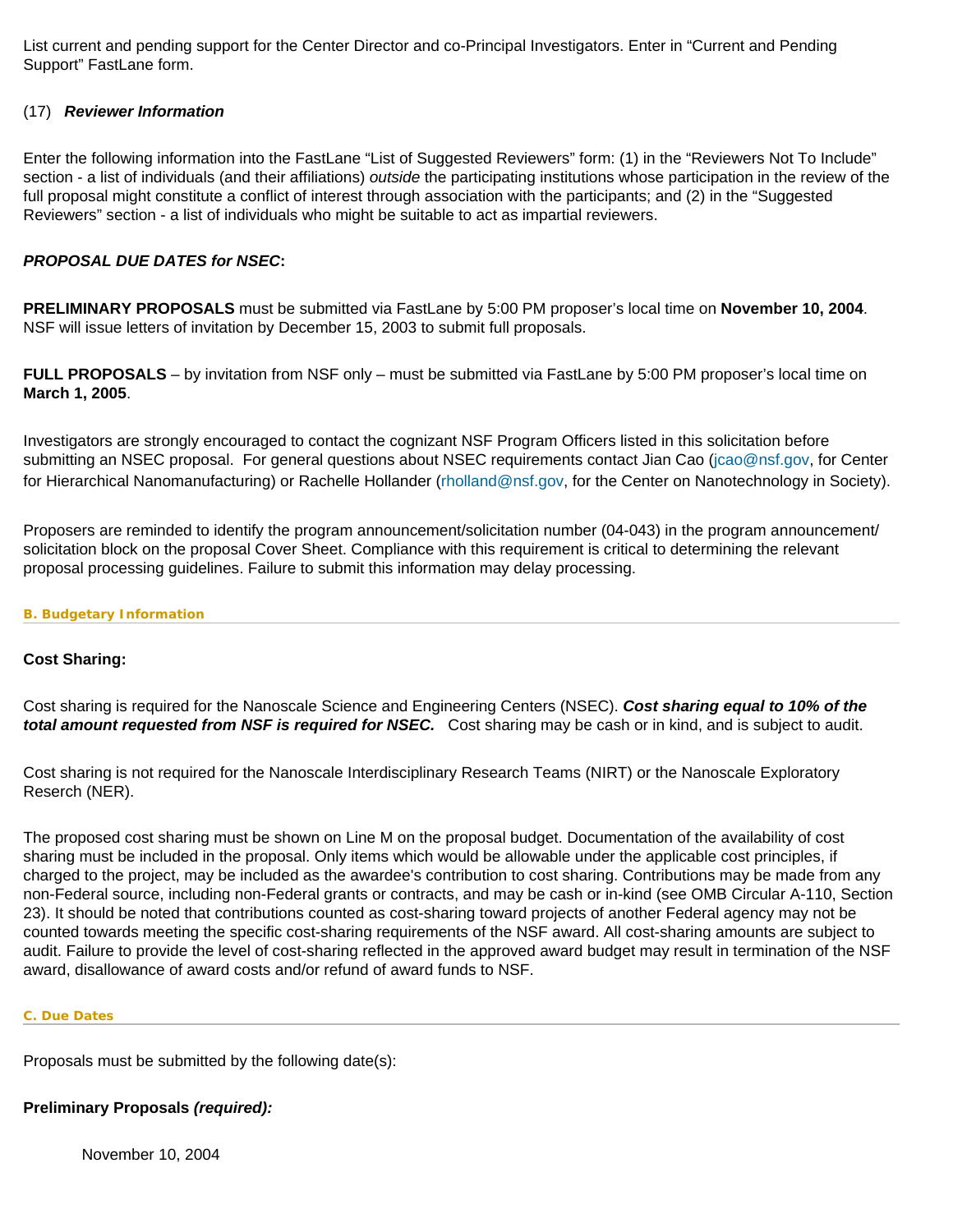List current and pending support for the Center Director and co-Principal Investigators. Enter in "Current and Pending Support" FastLane form.

(17) ***Reviewer Information***

Enter the following information into the FastLane "List of Suggested Reviewers" form: (1) in the "Reviewers Not To Include" section - a list of individuals (and their affiliations) *outside* the participating institutions whose participation in the review of the full proposal might constitute a conflict of interest through association with the participants; and (2) in the "Suggested Reviewers" section - a list of individuals who might be suitable to act as impartial reviewers.

***PROPOSAL DUE DATES for NSEC*:**

**PRELIMINARY PROPOSALS** must be submitted via FastLane by 5:00 PM proposer's local time on **November 10, 2004**. NSF will issue letters of invitation by December 15, 2003 to submit full proposals.

**FULL PROPOSALS** – by invitation from NSF only – must be submitted via FastLane by 5:00 PM proposer's local time on **March 1, 2005**.

Investigators are strongly encouraged to contact the cognizant NSF Program Officers listed in this solicitation before submitting an NSEC proposal. For general questions about NSEC requirements contact Jian Cao (jcao@nsf.gov, for Center for Hierarchical Nanomanufacturing) or Rachelle Hollander (rholland@nsf.gov, for the Center on Nanotechnology in Society).

Proposers are reminded to identify the program announcement/solicitation number (04-043) in the program announcement/ solicitation block on the proposal Cover Sheet. Compliance with this requirement is critical to determining the relevant proposal processing guidelines. Failure to submit this information may delay processing.

#### B. Budgetary Information

**Cost Sharing:**

Cost sharing is required for the Nanoscale Science and Engineering Centers (NSEC). ***Cost sharing equal to 10% of the total amount requested from NSF is required for NSEC.*** Cost sharing may be cash or in kind, and is subject to audit.

Cost sharing is not required for the Nanoscale Interdisciplinary Research Teams (NIRT) or the Nanoscale Exploratory Reserch (NER).

The proposed cost sharing must be shown on Line M on the proposal budget. Documentation of the availability of cost sharing must be included in the proposal. Only items which would be allowable under the applicable cost principles, if charged to the project, may be included as the awardee's contribution to cost sharing. Contributions may be made from any non-Federal source, including non-Federal grants or contracts, and may be cash or in-kind (see OMB Circular A-110, Section 23). It should be noted that contributions counted as cost-sharing toward projects of another Federal agency may not be counted towards meeting the specific cost-sharing requirements of the NSF award. All cost-sharing amounts are subject to audit. Failure to provide the level of cost-sharing reflected in the approved award budget may result in termination of the NSF award, disallowance of award costs and/or refund of award funds to NSF.

#### C. Due Dates

Proposals must be submitted by the following date(s):

**Preliminary Proposals *(required):***

November 10, 2004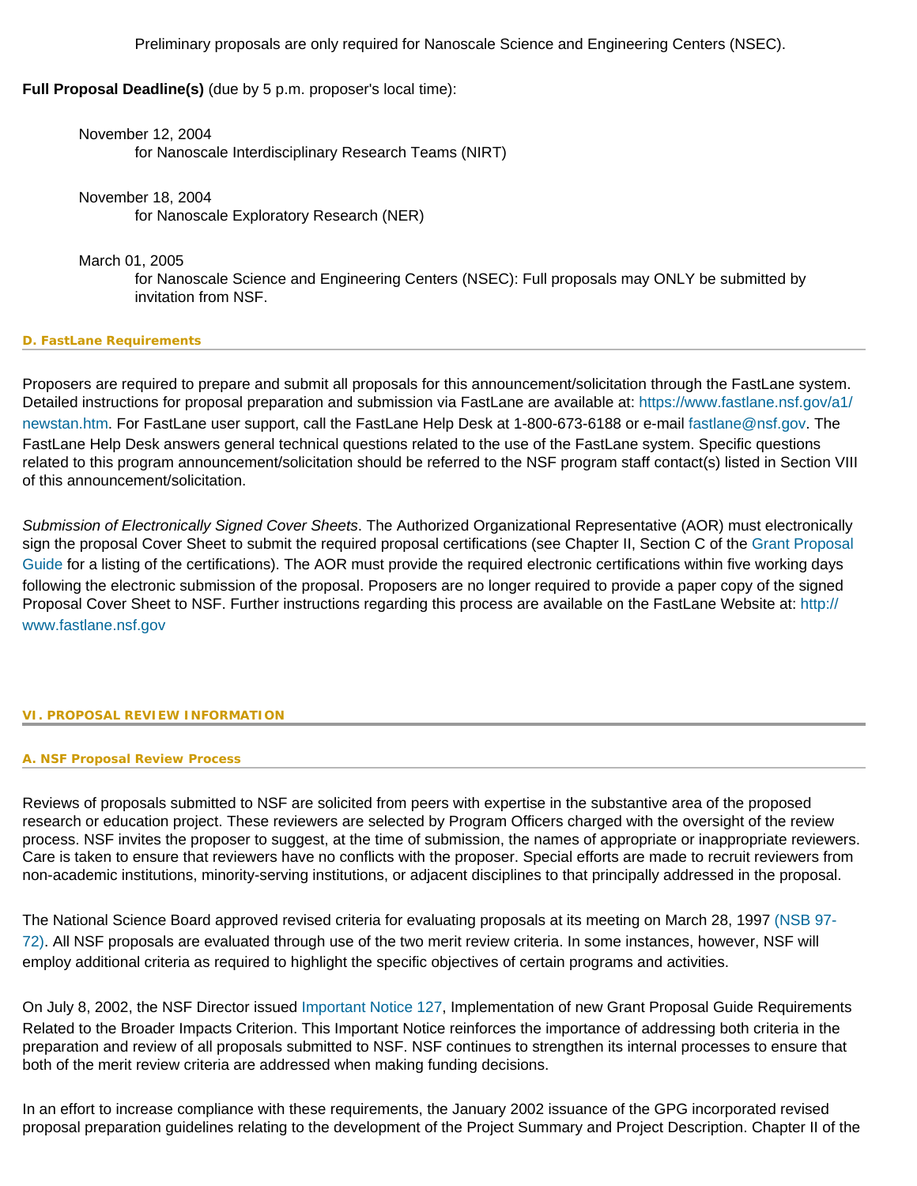Preliminary proposals are only required for Nanoscale Science and Engineering Centers (NSEC).

**Full Proposal Deadline(s)** (due by 5 p.m. proposer's local time):

November 12, 2004
for Nanoscale Interdisciplinary Research Teams (NIRT)

November 18, 2004
for Nanoscale Exploratory Research (NER)

March 01, 2005
for Nanoscale Science and Engineering Centers (NSEC): Full proposals may ONLY be submitted by invitation from NSF.

#### D. FastLane Requirements

Proposers are required to prepare and submit all proposals for this announcement/solicitation through the FastLane system. Detailed instructions for proposal preparation and submission via FastLane are available at: https://www.fastlane.nsf.gov/a1/newstan.htm. For FastLane user support, call the FastLane Help Desk at 1-800-673-6188 or e-mail fastlane@nsf.gov. The FastLane Help Desk answers general technical questions related to the use of the FastLane system. Specific questions related to this program announcement/solicitation should be referred to the NSF program staff contact(s) listed in Section VIII of this announcement/solicitation.

*Submission of Electronically Signed Cover Sheets*. The Authorized Organizational Representative (AOR) must electronically sign the proposal Cover Sheet to submit the required proposal certifications (see Chapter II, Section C of the Grant Proposal Guide for a listing of the certifications). The AOR must provide the required electronic certifications within five working days following the electronic submission of the proposal. Proposers are no longer required to provide a paper copy of the signed Proposal Cover Sheet to NSF. Further instructions regarding this process are available on the FastLane Website at: http://www.fastlane.nsf.gov

## VI. PROPOSAL REVIEW INFORMATION

#### A. NSF Proposal Review Process

Reviews of proposals submitted to NSF are solicited from peers with expertise in the substantive area of the proposed research or education project. These reviewers are selected by Program Officers charged with the oversight of the review process. NSF invites the proposer to suggest, at the time of submission, the names of appropriate or inappropriate reviewers. Care is taken to ensure that reviewers have no conflicts with the proposer. Special efforts are made to recruit reviewers from non-academic institutions, minority-serving institutions, or adjacent disciplines to that principally addressed in the proposal.

The National Science Board approved revised criteria for evaluating proposals at its meeting on March 28, 1997 (NSB 97-72). All NSF proposals are evaluated through use of the two merit review criteria. In some instances, however, NSF will employ additional criteria as required to highlight the specific objectives of certain programs and activities.

On July 8, 2002, the NSF Director issued Important Notice 127, Implementation of new Grant Proposal Guide Requirements Related to the Broader Impacts Criterion. This Important Notice reinforces the importance of addressing both criteria in the preparation and review of all proposals submitted to NSF. NSF continues to strengthen its internal processes to ensure that both of the merit review criteria are addressed when making funding decisions.

In an effort to increase compliance with these requirements, the January 2002 issuance of the GPG incorporated revised proposal preparation guidelines relating to the development of the Project Summary and Project Description. Chapter II of the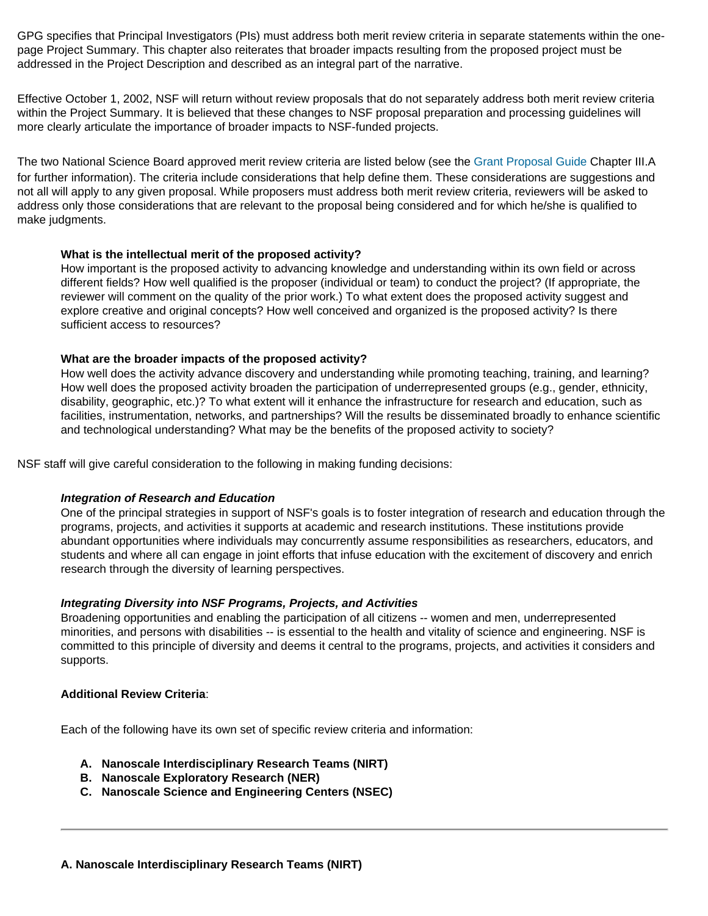GPG specifies that Principal Investigators (PIs) must address both merit review criteria in separate statements within the one-page Project Summary. This chapter also reiterates that broader impacts resulting from the proposed project must be addressed in the Project Description and described as an integral part of the narrative.

Effective October 1, 2002, NSF will return without review proposals that do not separately address both merit review criteria within the Project Summary. It is believed that these changes to NSF proposal preparation and processing guidelines will more clearly articulate the importance of broader impacts to NSF-funded projects.

The two National Science Board approved merit review criteria are listed below (see the Grant Proposal Guide Chapter III.A for further information). The criteria include considerations that help define them. These considerations are suggestions and not all will apply to any given proposal. While proposers must address both merit review criteria, reviewers will be asked to address only those considerations that are relevant to the proposal being considered and for which he/she is qualified to make judgments.

> **What is the intellectual merit of the proposed activity?**
> How important is the proposed activity to advancing knowledge and understanding within its own field or across different fields? How well qualified is the proposer (individual or team) to conduct the project? (If appropriate, the reviewer will comment on the quality of the prior work.) To what extent does the proposed activity suggest and explore creative and original concepts? How well conceived and organized is the proposed activity? Is there sufficient access to resources?
>
> **What are the broader impacts of the proposed activity?**
> How well does the activity advance discovery and understanding while promoting teaching, training, and learning? How well does the proposed activity broaden the participation of underrepresented groups (e.g., gender, ethnicity, disability, geographic, etc.)? To what extent will it enhance the infrastructure for research and education, such as facilities, instrumentation, networks, and partnerships? Will the results be disseminated broadly to enhance scientific and technological understanding? What may be the benefits of the proposed activity to society?

NSF staff will give careful consideration to the following in making funding decisions:

> ***Integration of Research and Education***
> One of the principal strategies in support of NSF's goals is to foster integration of research and education through the programs, projects, and activities it supports at academic and research institutions. These institutions provide abundant opportunities where individuals may concurrently assume responsibilities as researchers, educators, and students and where all can engage in joint efforts that infuse education with the excitement of discovery and enrich research through the diversity of learning perspectives.
>
> ***Integrating Diversity into NSF Programs, Projects, and Activities***
> Broadening opportunities and enabling the participation of all citizens -- women and men, underrepresented minorities, and persons with disabilities -- is essential to the health and vitality of science and engineering. NSF is committed to this principle of diversity and deems it central to the programs, projects, and activities it considers and supports.
>
> **Additional Review Criteria**:
>
> Each of the following have its own set of specific review criteria and information:
>
> A. **Nanoscale Interdisciplinary Research Teams (NIRT)**
> B. **Nanoscale Exploratory Research (NER)**
> C. **Nanoscale Science and Engineering Centers (NSEC)**

---

**A. Nanoscale Interdisciplinary Research Teams (NIRT)**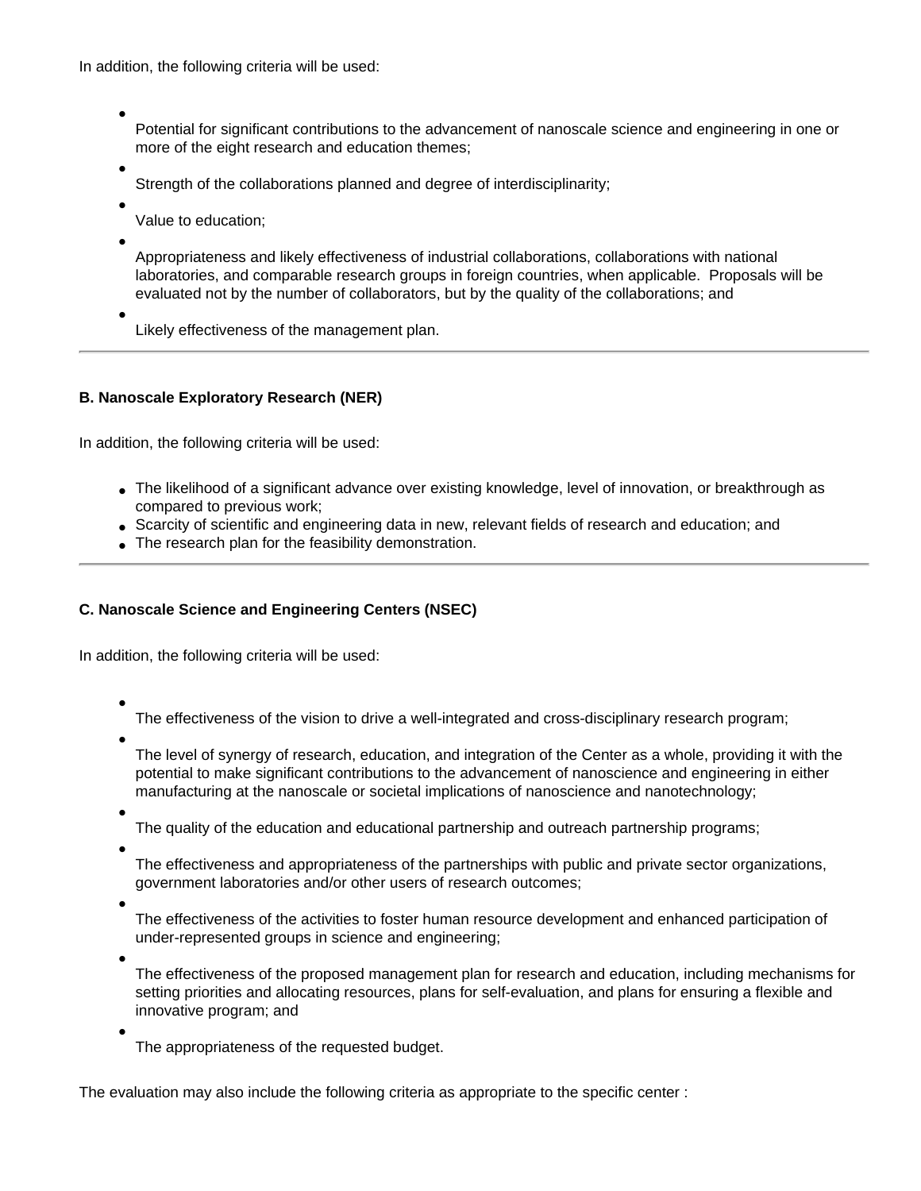In addition, the following criteria will be used:

- Potential for significant contributions to the advancement of nanoscale science and engineering in one or more of the eight research and education themes;
- Strength of the collaborations planned and degree of interdisciplinarity;
- Value to education;
- Appropriateness and likely effectiveness of industrial collaborations, collaborations with national laboratories, and comparable research groups in foreign countries, when applicable. Proposals will be evaluated not by the number of collaborators, but by the quality of the collaborations; and
- Likely effectiveness of the management plan.

---

**B. Nanoscale Exploratory Research (NER)**

In addition, the following criteria will be used:

- The likelihood of a significant advance over existing knowledge, level of innovation, or breakthrough as compared to previous work;
- Scarcity of scientific and engineering data in new, relevant fields of research and education; and
- The research plan for the feasibility demonstration.

---

**C. Nanoscale Science and Engineering Centers (NSEC)**

In addition, the following criteria will be used:

- The effectiveness of the vision to drive a well-integrated and cross-disciplinary research program;
- The level of synergy of research, education, and integration of the Center as a whole, providing it with the potential to make significant contributions to the advancement of nanoscience and engineering in either manufacturing at the nanoscale or societal implications of nanoscience and nanotechnology;
- The quality of the education and educational partnership and outreach partnership programs;
- The effectiveness and appropriateness of the partnerships with public and private sector organizations, government laboratories and/or other users of research outcomes;
- The effectiveness of the activities to foster human resource development and enhanced participation of under-represented groups in science and engineering;
- The effectiveness of the proposed management plan for research and education, including mechanisms for setting priorities and allocating resources, plans for self-evaluation, and plans for ensuring a flexible and innovative program; and
- The appropriateness of the requested budget.

The evaluation may also include the following criteria as appropriate to the specific center :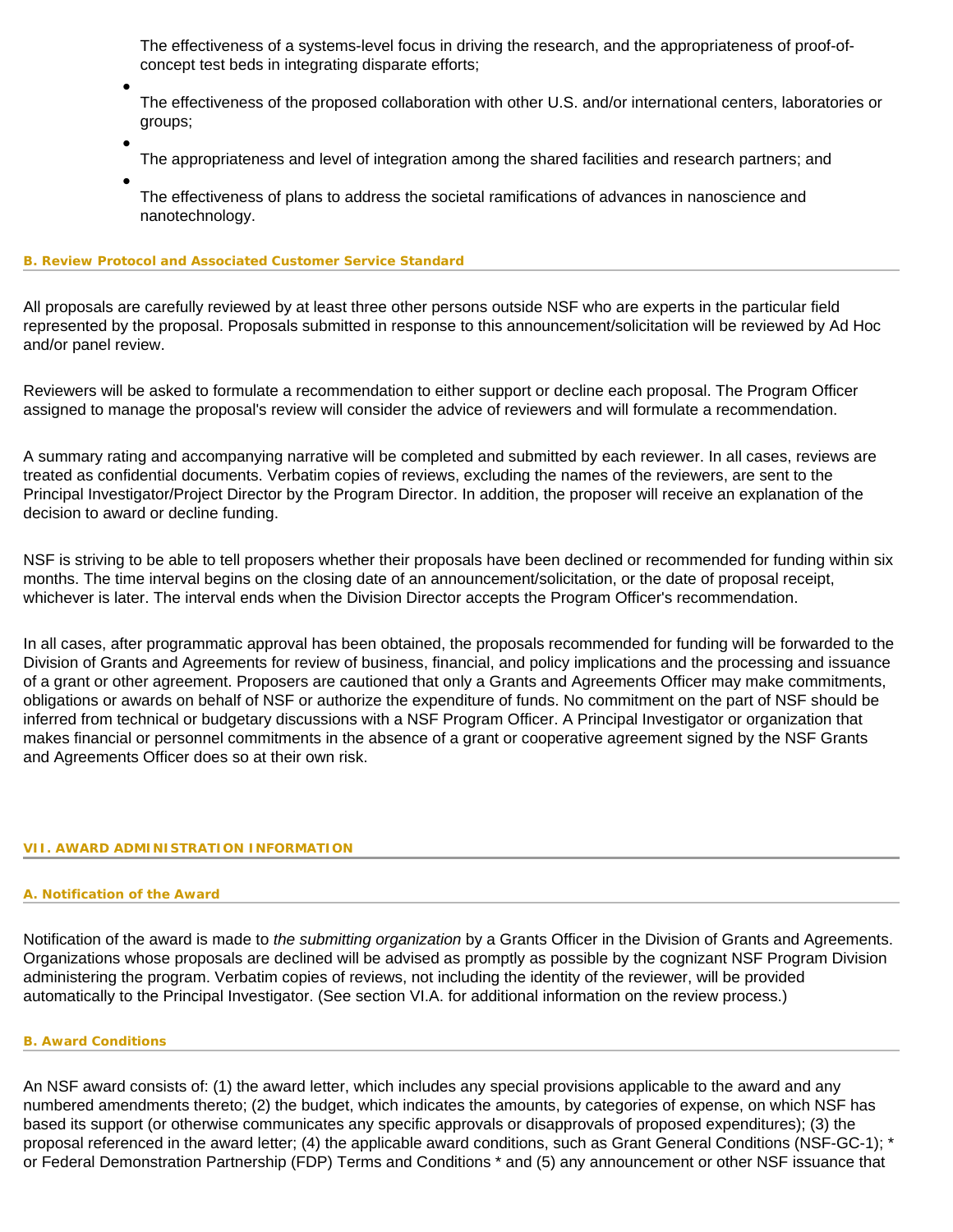- The effectiveness of a systems-level focus in driving the research, and the appropriateness of proof-of-concept test beds in integrating disparate efforts;
- The effectiveness of the proposed collaboration with other U.S. and/or international centers, laboratories or groups;
- The appropriateness and level of integration among the shared facilities and research partners; and
- The effectiveness of plans to address the societal ramifications of advances in nanoscience and nanotechnology.

#### B. Review Protocol and Associated Customer Service Standard

All proposals are carefully reviewed by at least three other persons outside NSF who are experts in the particular field represented by the proposal. Proposals submitted in response to this announcement/solicitation will be reviewed by Ad Hoc and/or panel review.

Reviewers will be asked to formulate a recommendation to either support or decline each proposal. The Program Officer assigned to manage the proposal's review will consider the advice of reviewers and will formulate a recommendation.

A summary rating and accompanying narrative will be completed and submitted by each reviewer. In all cases, reviews are treated as confidential documents. Verbatim copies of reviews, excluding the names of the reviewers, are sent to the Principal Investigator/Project Director by the Program Director. In addition, the proposer will receive an explanation of the decision to award or decline funding.

NSF is striving to be able to tell proposers whether their proposals have been declined or recommended for funding within six months. The time interval begins on the closing date of an announcement/solicitation, or the date of proposal receipt, whichever is later. The interval ends when the Division Director accepts the Program Officer's recommendation.

In all cases, after programmatic approval has been obtained, the proposals recommended for funding will be forwarded to the Division of Grants and Agreements for review of business, financial, and policy implications and the processing and issuance of a grant or other agreement. Proposers are cautioned that only a Grants and Agreements Officer may make commitments, obligations or awards on behalf of NSF or authorize the expenditure of funds. No commitment on the part of NSF should be inferred from technical or budgetary discussions with a NSF Program Officer. A Principal Investigator or organization that makes financial or personnel commitments in the absence of a grant or cooperative agreement signed by the NSF Grants and Agreements Officer does so at their own risk.

### VII. AWARD ADMINISTRATION INFORMATION

#### A. Notification of the Award

Notification of the award is made to *the submitting organization* by a Grants Officer in the Division of Grants and Agreements. Organizations whose proposals are declined will be advised as promptly as possible by the cognizant NSF Program Division administering the program. Verbatim copies of reviews, not including the identity of the reviewer, will be provided automatically to the Principal Investigator. (See section VI.A. for additional information on the review process.)

#### B. Award Conditions

An NSF award consists of: (1) the award letter, which includes any special provisions applicable to the award and any numbered amendments thereto; (2) the budget, which indicates the amounts, by categories of expense, on which NSF has based its support (or otherwise communicates any specific approvals or disapprovals of proposed expenditures); (3) the proposal referenced in the award letter; (4) the applicable award conditions, such as Grant General Conditions (NSF-GC-1); * or Federal Demonstration Partnership (FDP) Terms and Conditions * and (5) any announcement or other NSF issuance that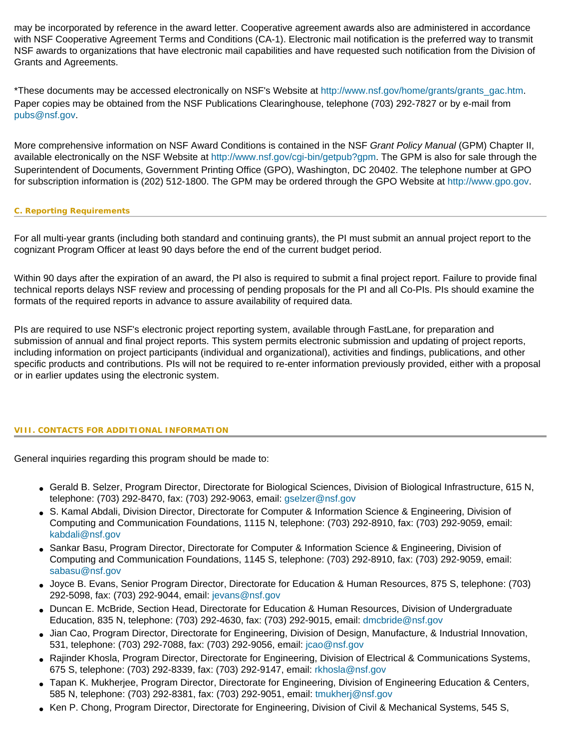may be incorporated by reference in the award letter. Cooperative agreement awards also are administered in accordance with NSF Cooperative Agreement Terms and Conditions (CA-1). Electronic mail notification is the preferred way to transmit NSF awards to organizations that have electronic mail capabilities and have requested such notification from the Division of Grants and Agreements.

*These documents may be accessed electronically on NSF's Website at http://www.nsf.gov/home/grants/grants_gac.htm. Paper copies may be obtained from the NSF Publications Clearinghouse, telephone (703) 292-7827 or by e-mail from pubs@nsf.gov.

More comprehensive information on NSF Award Conditions is contained in the NSF *Grant Policy Manual* (GPM) Chapter II, available electronically on the NSF Website at http://www.nsf.gov/cgi-bin/getpub?gpm. The GPM is also for sale through the Superintendent of Documents, Government Printing Office (GPO), Washington, DC 20402. The telephone number at GPO for subscription information is (202) 512-1800. The GPM may be ordered through the GPO Website at http://www.gpo.gov.

### C. Reporting Requirements

For all multi-year grants (including both standard and continuing grants), the PI must submit an annual project report to the cognizant Program Officer at least 90 days before the end of the current budget period.

Within 90 days after the expiration of an award, the PI also is required to submit a final project report. Failure to provide final technical reports delays NSF review and processing of pending proposals for the PI and all Co-PIs. PIs should examine the formats of the required reports in advance to assure availability of required data.

PIs are required to use NSF's electronic project reporting system, available through FastLane, for preparation and submission of annual and final project reports. This system permits electronic submission and updating of project reports, including information on project participants (individual and organizational), activities and findings, publications, and other specific products and contributions. PIs will not be required to re-enter information previously provided, either with a proposal or in earlier updates using the electronic system.

## VIII. CONTACTS FOR ADDITIONAL INFORMATION

General inquiries regarding this program should be made to:

- Gerald B. Selzer, Program Director, Directorate for Biological Sciences, Division of Biological Infrastructure, 615 N, telephone: (703) 292-8470, fax: (703) 292-9063, email: gselzer@nsf.gov
- S. Kamal Abdali, Division Director, Directorate for Computer & Information Science & Engineering, Division of Computing and Communication Foundations, 1115 N, telephone: (703) 292-8910, fax: (703) 292-9059, email: kabdali@nsf.gov
- Sankar Basu, Program Director, Directorate for Computer & Information Science & Engineering, Division of Computing and Communication Foundations, 1145 S, telephone: (703) 292-8910, fax: (703) 292-9059, email: sabasu@nsf.gov
- Joyce B. Evans, Senior Program Director, Directorate for Education & Human Resources, 875 S, telephone: (703) 292-5098, fax: (703) 292-9044, email: jevans@nsf.gov
- Duncan E. McBride, Section Head, Directorate for Education & Human Resources, Division of Undergraduate Education, 835 N, telephone: (703) 292-4630, fax: (703) 292-9015, email: dmcbride@nsf.gov
- Jian Cao, Program Director, Directorate for Engineering, Division of Design, Manufacture, & Industrial Innovation, 531, telephone: (703) 292-7088, fax: (703) 292-9056, email: jcao@nsf.gov
- Rajinder Khosla, Program Director, Directorate for Engineering, Division of Electrical & Communications Systems, 675 S, telephone: (703) 292-8339, fax: (703) 292-9147, email: rkhosla@nsf.gov
- Tapan K. Mukherjee, Program Director, Directorate for Engineering, Division of Engineering Education & Centers, 585 N, telephone: (703) 292-8381, fax: (703) 292-9051, email: tmukherj@nsf.gov
- Ken P. Chong, Program Director, Directorate for Engineering, Division of Civil & Mechanical Systems, 545 S,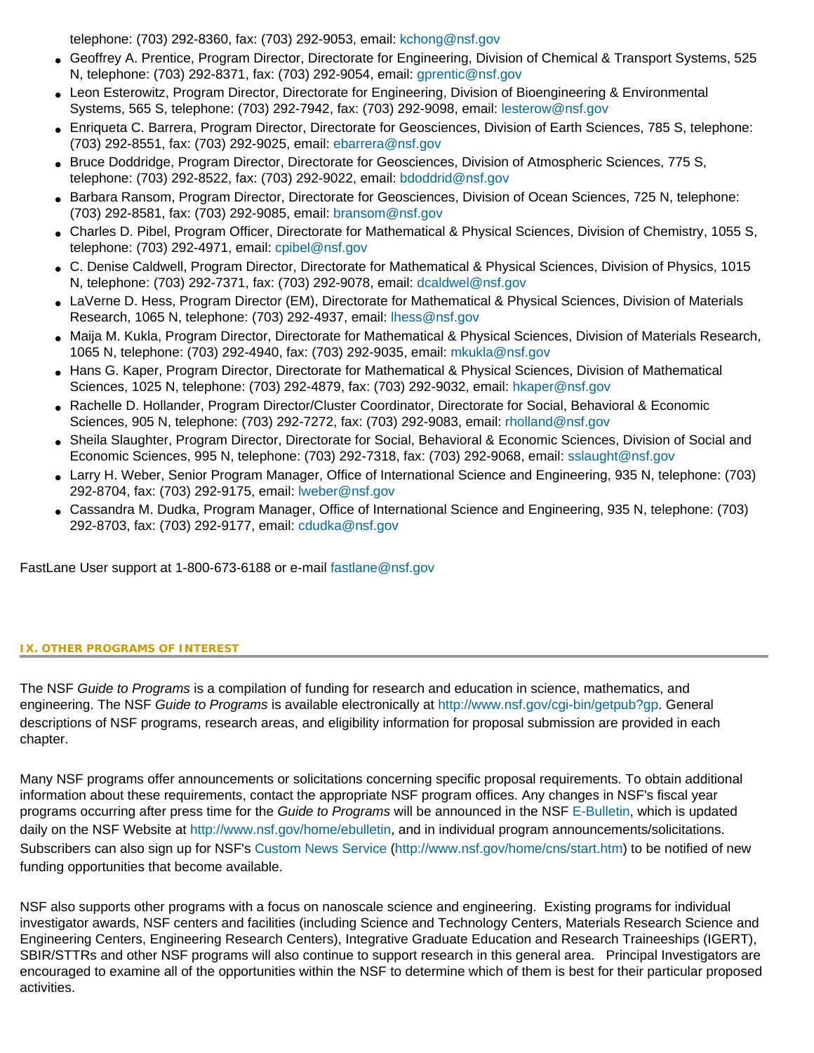telephone: (703) 292-8360, fax: (703) 292-9053, email: kchong@nsf.gov

- Geoffrey A. Prentice, Program Director, Directorate for Engineering, Division of Chemical & Transport Systems, 525 N, telephone: (703) 292-8371, fax: (703) 292-9054, email: gprentic@nsf.gov
- Leon Esterowitz, Program Director, Directorate for Engineering, Division of Bioengineering & Environmental Systems, 565 S, telephone: (703) 292-7942, fax: (703) 292-9098, email: lesterow@nsf.gov
- Enriqueta C. Barrera, Program Director, Directorate for Geosciences, Division of Earth Sciences, 785 S, telephone: (703) 292-8551, fax: (703) 292-9025, email: ebarrera@nsf.gov
- Bruce Doddridge, Program Director, Directorate for Geosciences, Division of Atmospheric Sciences, 775 S, telephone: (703) 292-8522, fax: (703) 292-9022, email: bdoddrid@nsf.gov
- Barbara Ransom, Program Director, Directorate for Geosciences, Division of Ocean Sciences, 725 N, telephone: (703) 292-8581, fax: (703) 292-9085, email: bransom@nsf.gov
- Charles D. Pibel, Program Officer, Directorate for Mathematical & Physical Sciences, Division of Chemistry, 1055 S, telephone: (703) 292-4971, email: cpibel@nsf.gov
- C. Denise Caldwell, Program Director, Directorate for Mathematical & Physical Sciences, Division of Physics, 1015 N, telephone: (703) 292-7371, fax: (703) 292-9078, email: dcaldwel@nsf.gov
- LaVerne D. Hess, Program Director (EM), Directorate for Mathematical & Physical Sciences, Division of Materials Research, 1065 N, telephone: (703) 292-4937, email: lhess@nsf.gov
- Maija M. Kukla, Program Director, Directorate for Mathematical & Physical Sciences, Division of Materials Research, 1065 N, telephone: (703) 292-4940, fax: (703) 292-9035, email: mkukla@nsf.gov
- Hans G. Kaper, Program Director, Directorate for Mathematical & Physical Sciences, Division of Mathematical Sciences, 1025 N, telephone: (703) 292-4879, fax: (703) 292-9032, email: hkaper@nsf.gov
- Rachelle D. Hollander, Program Director/Cluster Coordinator, Directorate for Social, Behavioral & Economic Sciences, 905 N, telephone: (703) 292-7272, fax: (703) 292-9083, email: rholland@nsf.gov
- Sheila Slaughter, Program Director, Directorate for Social, Behavioral & Economic Sciences, Division of Social and Economic Sciences, 995 N, telephone: (703) 292-7318, fax: (703) 292-9068, email: sslaught@nsf.gov
- Larry H. Weber, Senior Program Manager, Office of International Science and Engineering, 935 N, telephone: (703) 292-8704, fax: (703) 292-9175, email: lweber@nsf.gov
- Cassandra M. Dudka, Program Manager, Office of International Science and Engineering, 935 N, telephone: (703) 292-8703, fax: (703) 292-9177, email: cdudka@nsf.gov

FastLane User support at 1-800-673-6188 or e-mail fastlane@nsf.gov

## IX. OTHER PROGRAMS OF INTEREST

The NSF *Guide to Programs* is a compilation of funding for research and education in science, mathematics, and engineering. The NSF *Guide to Programs* is available electronically at http://www.nsf.gov/cgi-bin/getpub?gp. General descriptions of NSF programs, research areas, and eligibility information for proposal submission are provided in each chapter.

Many NSF programs offer announcements or solicitations concerning specific proposal requirements. To obtain additional information about these requirements, contact the appropriate NSF program offices. Any changes in NSF's fiscal year programs occurring after press time for the *Guide to Programs* will be announced in the NSF E-Bulletin, which is updated daily on the NSF Website at http://www.nsf.gov/home/ebulletin, and in individual program announcements/solicitations. Subscribers can also sign up for NSF's Custom News Service (http://www.nsf.gov/home/cns/start.htm) to be notified of new funding opportunities that become available.

NSF also supports other programs with a focus on nanoscale science and engineering. Existing programs for individual investigator awards, NSF centers and facilities (including Science and Technology Centers, Materials Research Science and Engineering Centers, Engineering Research Centers), Integrative Graduate Education and Research Traineeships (IGERT), SBIR/STTRs and other NSF programs will also continue to support research in this general area. Principal Investigators are encouraged to examine all of the opportunities within the NSF to determine which of them is best for their particular proposed activities.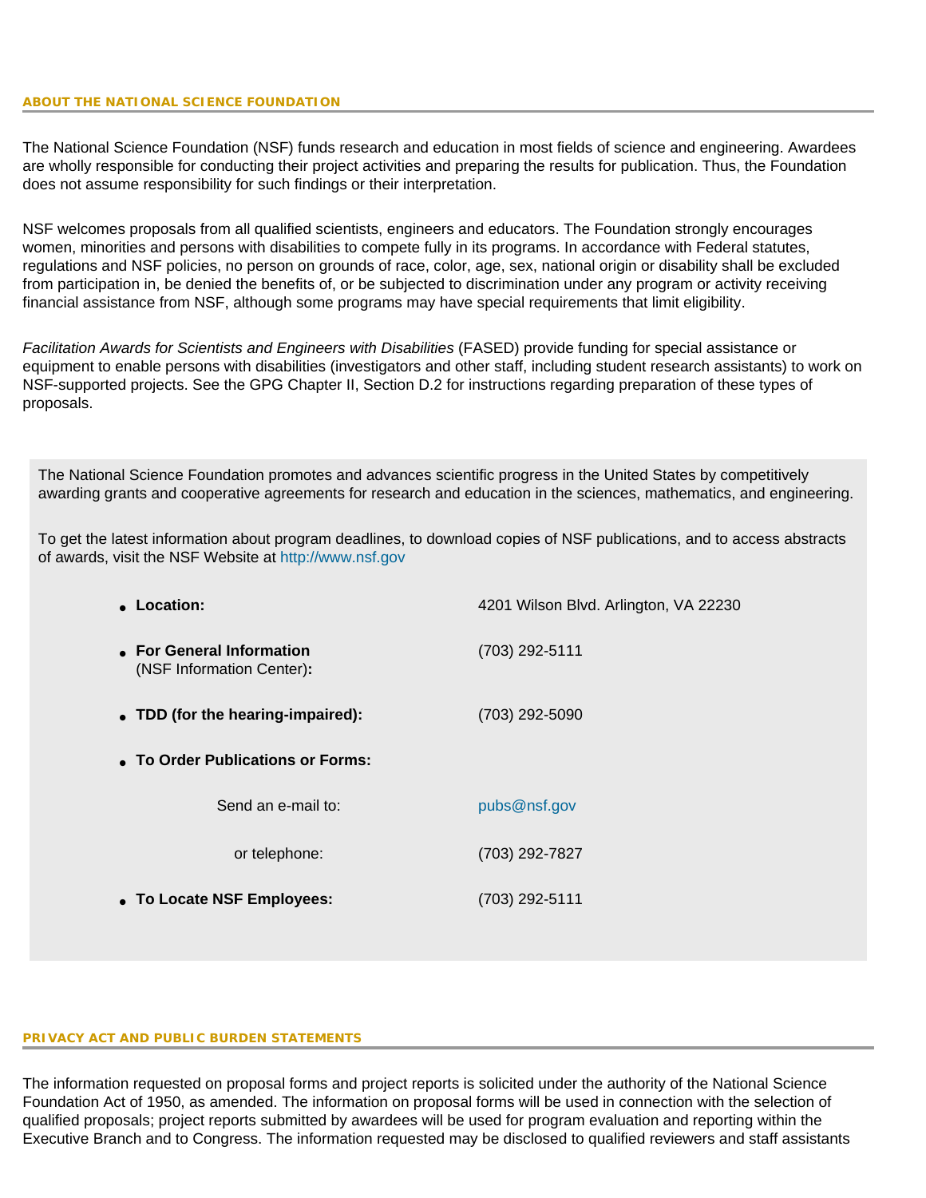## ABOUT THE NATIONAL SCIENCE FOUNDATION

The National Science Foundation (NSF) funds research and education in most fields of science and engineering. Awardees are wholly responsible for conducting their project activities and preparing the results for publication. Thus, the Foundation does not assume responsibility for such findings or their interpretation.

NSF welcomes proposals from all qualified scientists, engineers and educators. The Foundation strongly encourages women, minorities and persons with disabilities to compete fully in its programs. In accordance with Federal statutes, regulations and NSF policies, no person on grounds of race, color, age, sex, national origin or disability shall be excluded from participation in, be denied the benefits of, or be subjected to discrimination under any program or activity receiving financial assistance from NSF, although some programs may have special requirements that limit eligibility.

*Facilitation Awards for Scientists and Engineers with Disabilities* (FASED) provide funding for special assistance or equipment to enable persons with disabilities (investigators and other staff, including student research assistants) to work on NSF-supported projects. See the GPG Chapter II, Section D.2 for instructions regarding preparation of these types of proposals.

The National Science Foundation promotes and advances scientific progress in the United States by competitively awarding grants and cooperative agreements for research and education in the sciences, mathematics, and engineering.

To get the latest information about program deadlines, to download copies of NSF publications, and to access abstracts of awards, visit the NSF Website at http://www.nsf.gov

- **Location:** 4201 Wilson Blvd. Arlington, VA 22230
- **For General Information** (NSF Information Center)**:** (703) 292-5111
- **TDD (for the hearing-impaired):** (703) 292-5090
- **To Order Publications or Forms:**
  - Send an e-mail to: pubs@nsf.gov
  - or telephone: (703) 292-7827
- **To Locate NSF Employees:** (703) 292-5111

## PRIVACY ACT AND PUBLIC BURDEN STATEMENTS

The information requested on proposal forms and project reports is solicited under the authority of the National Science Foundation Act of 1950, as amended. The information on proposal forms will be used in connection with the selection of qualified proposals; project reports submitted by awardees will be used for program evaluation and reporting within the Executive Branch and to Congress. The information requested may be disclosed to qualified reviewers and staff assistants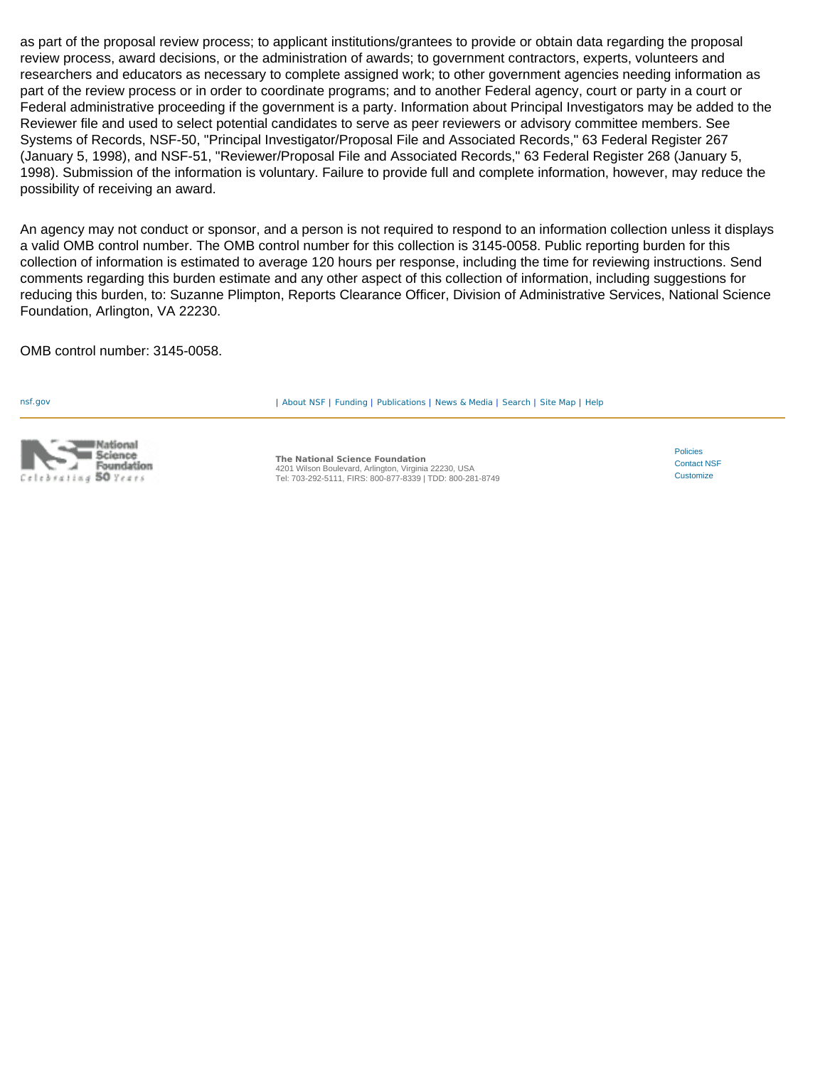as part of the proposal review process; to applicant institutions/grantees to provide or obtain data regarding the proposal review process, award decisions, or the administration of awards; to government contractors, experts, volunteers and researchers and educators as necessary to complete assigned work; to other government agencies needing information as part of the review process or in order to coordinate programs; and to another Federal agency, court or party in a court or Federal administrative proceeding if the government is a party. Information about Principal Investigators may be added to the Reviewer file and used to select potential candidates to serve as peer reviewers or advisory committee members. See Systems of Records, NSF-50, "Principal Investigator/Proposal File and Associated Records," 63 Federal Register 267 (January 5, 1998), and NSF-51, "Reviewer/Proposal File and Associated Records," 63 Federal Register 268 (January 5, 1998). Submission of the information is voluntary. Failure to provide full and complete information, however, may reduce the possibility of receiving an award.

An agency may not conduct or sponsor, and a person is not required to respond to an information collection unless it displays a valid OMB control number. The OMB control number for this collection is 3145-0058. Public reporting burden for this collection of information is estimated to average 120 hours per response, including the time for reviewing instructions. Send comments regarding this burden estimate and any other aspect of this collection of information, including suggestions for reducing this burden, to: Suzanne Plimpton, Reports Clearance Officer, Division of Administrative Services, National Science Foundation, Arlington, VA 22230.

OMB control number: 3145-0058.

nsf.gov | About NSF | Funding | Publications | News & Media | Search | Site Map | Help

**The National Science Foundation**
4201 Wilson Boulevard, Arlington, Virginia 22230, USA
Tel: 703-292-5111, FIRS: 800-877-8339 | TDD: 800-281-8749

Policies
Contact NSF
Customize